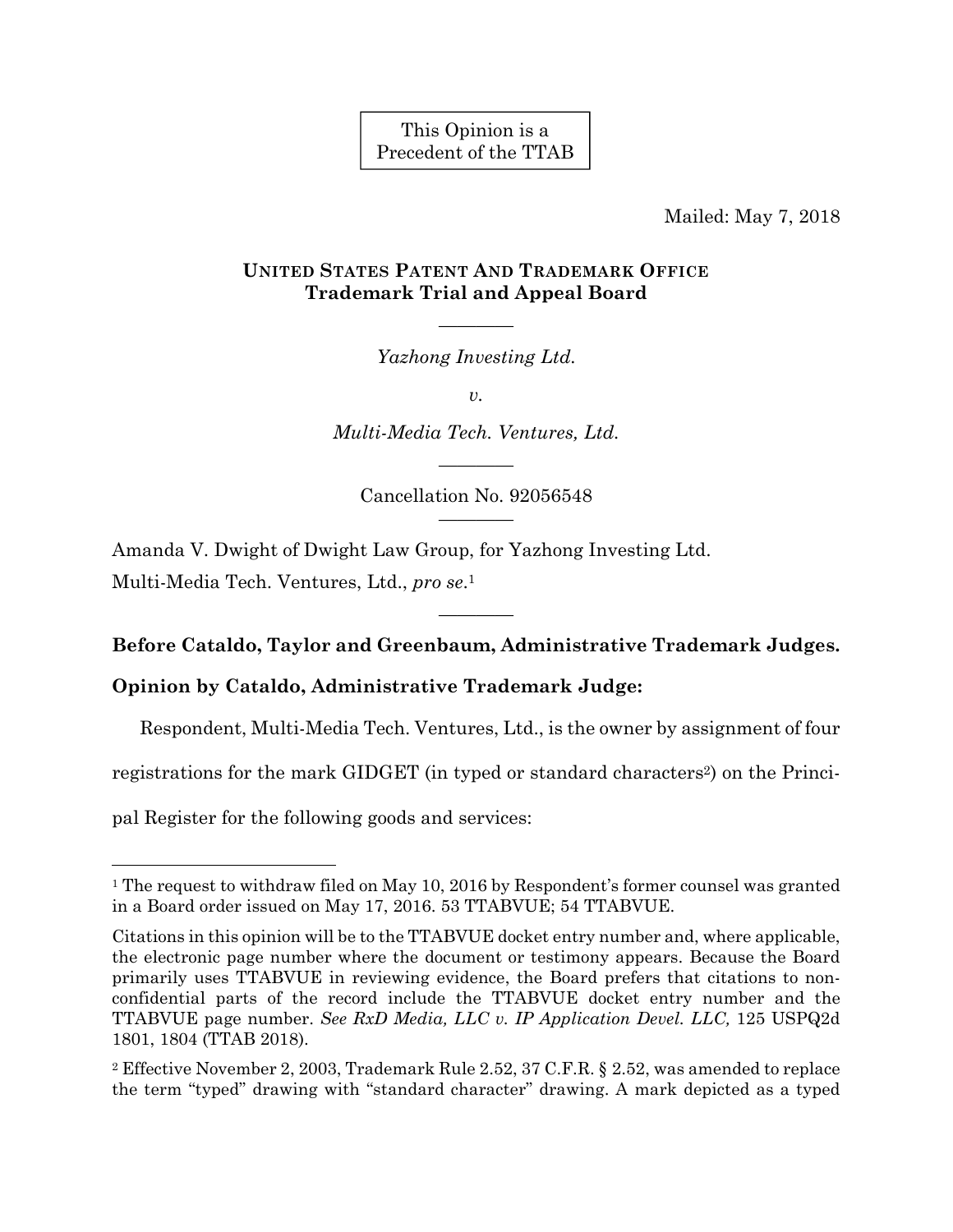This Opinion is a Precedent of the TTAB

Mailed: May 7, 2018

**UNITED STATES PATENT AND TRADEMARK OFFICE**
**Trademark Trial and Appeal Board**

————

*Yazhong Investing Ltd.*

*v.*

*Multi-Media Tech. Ventures, Ltd.*

————

Cancellation No. 92056548

————

Amanda V. Dwight of Dwight Law Group, for Yazhong Investing Ltd.

Multi-Media Tech. Ventures, Ltd., *pro se*.[1]

————

**Before Cataldo, Taylor and Greenbaum, Administrative Trademark Judges.**

**Opinion by Cataldo, Administrative Trademark Judge:**

Respondent, Multi-Media Tech. Ventures, Ltd., is the owner by assignment of four registrations for the mark GIDGET (in typed or standard characters[2]) on the Principal Register for the following goods and services:

---

[1] The request to withdraw filed on May 10, 2016 by Respondent's former counsel was granted in a Board order issued on May 17, 2016. 53 TTABVUE; 54 TTABVUE.

Citations in this opinion will be to the TTABVUE docket entry number and, where applicable, the electronic page number where the document or testimony appears. Because the Board primarily uses TTABVUE in reviewing evidence, the Board prefers that citations to non-confidential parts of the record include the TTABVUE docket entry number and the TTABVUE page number. *See RxD Media, LLC v. IP Application Devel. LLC,* 125 USPQ2d 1801, 1804 (TTAB 2018).

[2] Effective November 2, 2003, Trademark Rule 2.52, 37 C.F.R. § 2.52, was amended to replace the term "typed" drawing with "standard character" drawing. A mark depicted as a typed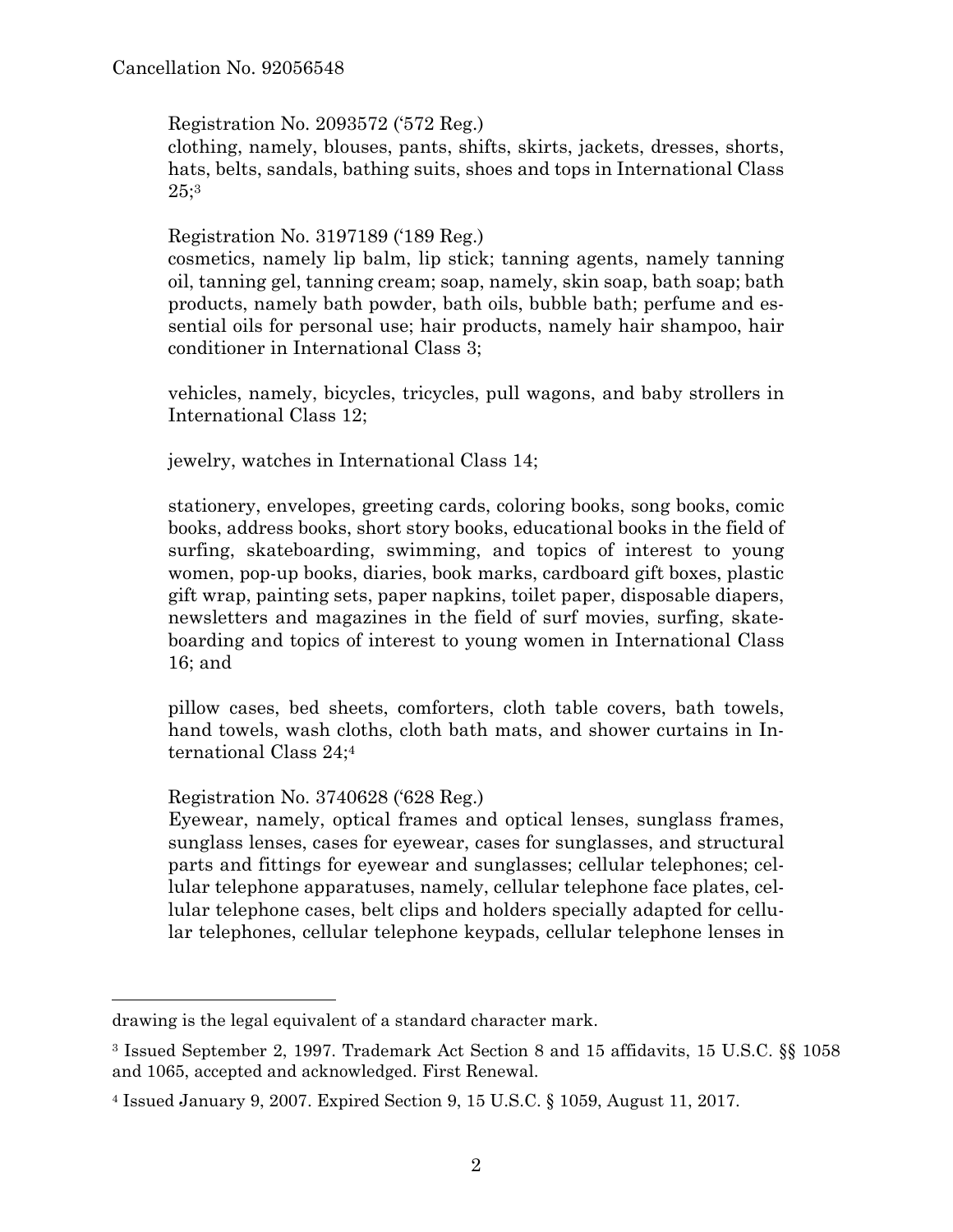Registration No. 2093572 ('572 Reg.)
clothing, namely, blouses, pants, shifts, skirts, jackets, dresses, shorts, hats, belts, sandals, bathing suits, shoes and tops in International Class 25;[3]

Registration No. 3197189 ('189 Reg.)
cosmetics, namely lip balm, lip stick; tanning agents, namely tanning oil, tanning gel, tanning cream; soap, namely, skin soap, bath soap; bath products, namely bath powder, bath oils, bubble bath; perfume and essential oils for personal use; hair products, namely hair shampoo, hair conditioner in International Class 3;

vehicles, namely, bicycles, tricycles, pull wagons, and baby strollers in International Class 12;

jewelry, watches in International Class 14;

stationery, envelopes, greeting cards, coloring books, song books, comic books, address books, short story books, educational books in the field of surfing, skateboarding, swimming, and topics of interest to young women, pop-up books, diaries, book marks, cardboard gift boxes, plastic gift wrap, painting sets, paper napkins, toilet paper, disposable diapers, newsletters and magazines in the field of surf movies, surfing, skateboarding and topics of interest to young women in International Class 16; and

pillow cases, bed sheets, comforters, cloth table covers, bath towels, hand towels, wash cloths, cloth bath mats, and shower curtains in International Class 24;[4]

Registration No. 3740628 ('628 Reg.)
Eyewear, namely, optical frames and optical lenses, sunglass frames, sunglass lenses, cases for eyewear, cases for sunglasses, and structural parts and fittings for eyewear and sunglasses; cellular telephones; cellular telephone apparatuses, namely, cellular telephone face plates, cellular telephone cases, belt clips and holders specially adapted for cellular telephones, cellular telephone keypads, cellular telephone lenses in

---

drawing is the legal equivalent of a standard character mark.

[3] Issued September 2, 1997. Trademark Act Section 8 and 15 affidavits, 15 U.S.C. §§ 1058 and 1065, accepted and acknowledged. First Renewal.

[4] Issued January 9, 2007. Expired Section 9, 15 U.S.C. § 1059, August 11, 2017.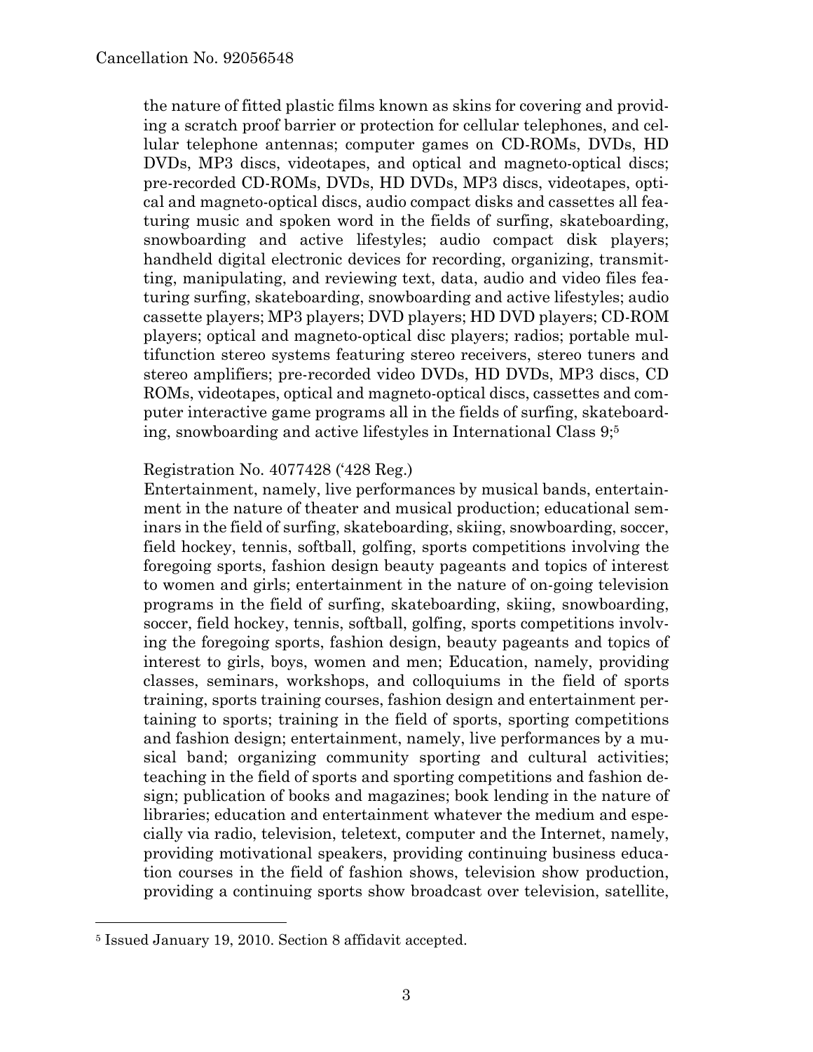the nature of fitted plastic films known as skins for covering and providing a scratch proof barrier or protection for cellular telephones, and cellular telephone antennas; computer games on CD-ROMs, DVDs, HD DVDs, MP3 discs, videotapes, and optical and magneto-optical discs; pre-recorded CD-ROMs, DVDs, HD DVDs, MP3 discs, videotapes, optical and magneto-optical discs, audio compact disks and cassettes all featuring music and spoken word in the fields of surfing, skateboarding, snowboarding and active lifestyles; audio compact disk players; handheld digital electronic devices for recording, organizing, transmitting, manipulating, and reviewing text, data, audio and video files featuring surfing, skateboarding, snowboarding and active lifestyles; audio cassette players; MP3 players; DVD players; HD DVD players; CD-ROM players; optical and magneto-optical disc players; radios; portable multifunction stereo systems featuring stereo receivers, stereo tuners and stereo amplifiers; pre-recorded video DVDs, HD DVDs, MP3 discs, CD ROMs, videotapes, optical and magneto-optical discs, cassettes and computer interactive game programs all in the fields of surfing, skateboarding, snowboarding and active lifestyles in International Class 9;[5]

Registration No. 4077428 ('428 Reg.)
Entertainment, namely, live performances by musical bands, entertainment in the nature of theater and musical production; educational seminars in the field of surfing, skateboarding, skiing, snowboarding, soccer, field hockey, tennis, softball, golfing, sports competitions involving the foregoing sports, fashion design beauty pageants and topics of interest to women and girls; entertainment in the nature of on-going television programs in the field of surfing, skateboarding, skiing, snowboarding, soccer, field hockey, tennis, softball, golfing, sports competitions involving the foregoing sports, fashion design, beauty pageants and topics of interest to girls, boys, women and men; Education, namely, providing classes, seminars, workshops, and colloquiums in the field of sports training, sports training courses, fashion design and entertainment pertaining to sports; training in the field of sports, sporting competitions and fashion design; entertainment, namely, live performances by a musical band; organizing community sporting and cultural activities; teaching in the field of sports and sporting competitions and fashion design; publication of books and magazines; book lending in the nature of libraries; education and entertainment whatever the medium and especially via radio, television, teletext, computer and the Internet, namely, providing motivational speakers, providing continuing business education courses in the field of fashion shows, television show production, providing a continuing sports show broadcast over television, satellite,

---

[5] Issued January 19, 2010. Section 8 affidavit accepted.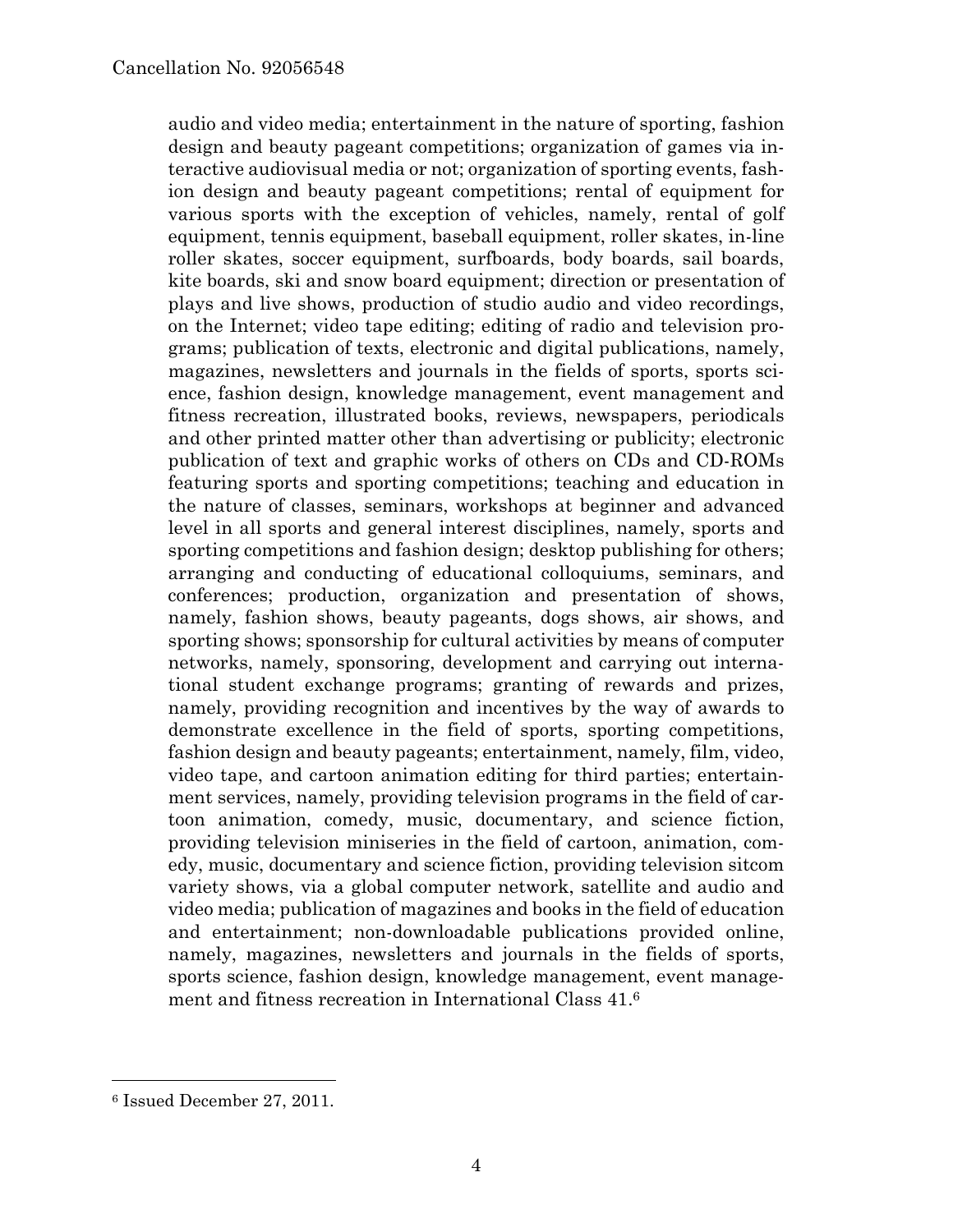audio and video media; entertainment in the nature of sporting, fashion design and beauty pageant competitions; organization of games via interactive audiovisual media or not; organization of sporting events, fashion design and beauty pageant competitions; rental of equipment for various sports with the exception of vehicles, namely, rental of golf equipment, tennis equipment, baseball equipment, roller skates, in-line roller skates, soccer equipment, surfboards, body boards, sail boards, kite boards, ski and snow board equipment; direction or presentation of plays and live shows, production of studio audio and video recordings, on the Internet; video tape editing; editing of radio and television programs; publication of texts, electronic and digital publications, namely, magazines, newsletters and journals in the fields of sports, sports science, fashion design, knowledge management, event management and fitness recreation, illustrated books, reviews, newspapers, periodicals and other printed matter other than advertising or publicity; electronic publication of text and graphic works of others on CDs and CD-ROMs featuring sports and sporting competitions; teaching and education in the nature of classes, seminars, workshops at beginner and advanced level in all sports and general interest disciplines, namely, sports and sporting competitions and fashion design; desktop publishing for others; arranging and conducting of educational colloquiums, seminars, and conferences; production, organization and presentation of shows, namely, fashion shows, beauty pageants, dogs shows, air shows, and sporting shows; sponsorship for cultural activities by means of computer networks, namely, sponsoring, development and carrying out international student exchange programs; granting of rewards and prizes, namely, providing recognition and incentives by the way of awards to demonstrate excellence in the field of sports, sporting competitions, fashion design and beauty pageants; entertainment, namely, film, video, video tape, and cartoon animation editing for third parties; entertainment services, namely, providing television programs in the field of cartoon animation, comedy, music, documentary, and science fiction, providing television miniseries in the field of cartoon, animation, comedy, music, documentary and science fiction, providing television sitcom variety shows, via a global computer network, satellite and audio and video media; publication of magazines and books in the field of education and entertainment; non-downloadable publications provided online, namely, magazines, newsletters and journals in the fields of sports, sports science, fashion design, knowledge management, event management and fitness recreation in International Class 41.[6]

[6] Issued December 27, 2011.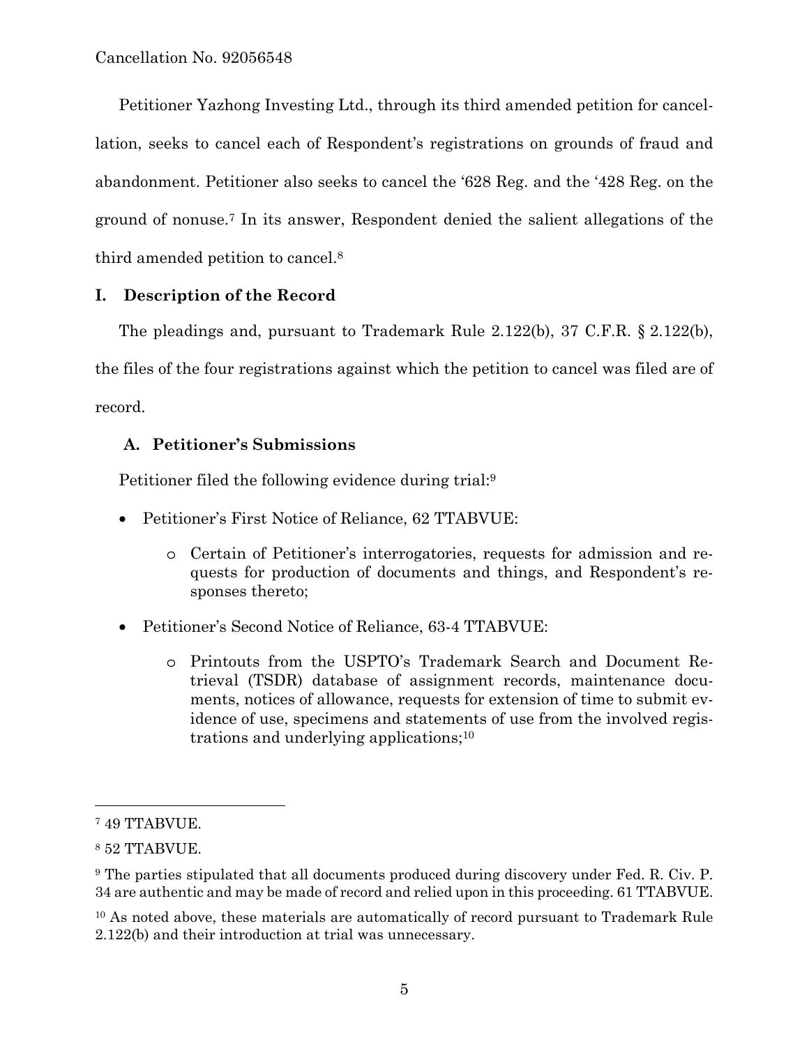Petitioner Yazhong Investing Ltd., through its third amended petition for cancellation, seeks to cancel each of Respondent's registrations on grounds of fraud and abandonment. Petitioner also seeks to cancel the '628 Reg. and the '428 Reg. on the ground of nonuse.[7] In its answer, Respondent denied the salient allegations of the third amended petition to cancel.[8]

## I. Description of the Record

The pleadings and, pursuant to Trademark Rule 2.122(b), 37 C.F.R. § 2.122(b), the files of the four registrations against which the petition to cancel was filed are of record.

### A. Petitioner's Submissions

Petitioner filed the following evidence during trial:[9]

- Petitioner's First Notice of Reliance, 62 TTABVUE:
  - Certain of Petitioner's interrogatories, requests for admission and requests for production of documents and things, and Respondent's responses thereto;
- Petitioner's Second Notice of Reliance, 63-4 TTABVUE:
  - Printouts from the USPTO's Trademark Search and Document Retrieval (TSDR) database of assignment records, maintenance documents, notices of allowance, requests for extension of time to submit evidence of use, specimens and statements of use from the involved registrations and underlying applications;[10]

---

[7] 49 TTABVUE.

[8] 52 TTABVUE.

[9] The parties stipulated that all documents produced during discovery under Fed. R. Civ. P. 34 are authentic and may be made of record and relied upon in this proceeding. 61 TTABVUE.

[10] As noted above, these materials are automatically of record pursuant to Trademark Rule 2.122(b) and their introduction at trial was unnecessary.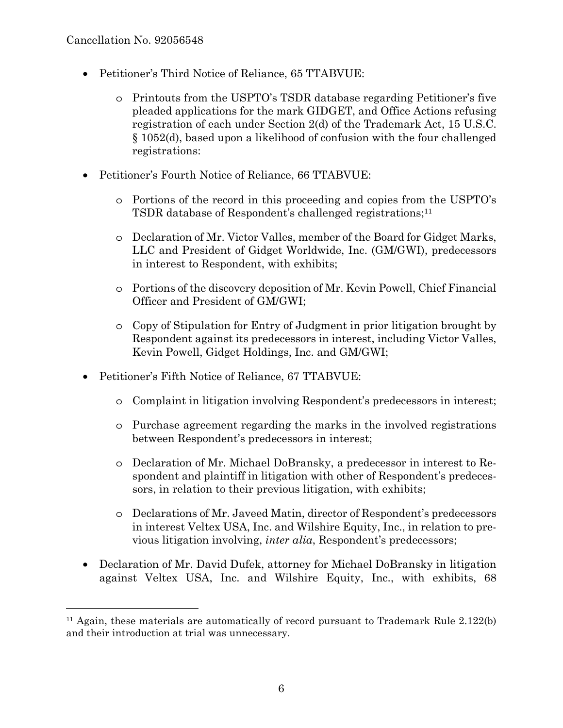- Petitioner's Third Notice of Reliance, 65 TTABVUE:
  - Printouts from the USPTO's TSDR database regarding Petitioner's five pleaded applications for the mark GIDGET, and Office Actions refusing registration of each under Section 2(d) of the Trademark Act, 15 U.S.C. § 1052(d), based upon a likelihood of confusion with the four challenged registrations:
- Petitioner's Fourth Notice of Reliance, 66 TTABVUE:
  - Portions of the record in this proceeding and copies from the USPTO's TSDR database of Respondent's challenged registrations;[11]
  - Declaration of Mr. Victor Valles, member of the Board for Gidget Marks, LLC and President of Gidget Worldwide, Inc. (GM/GWI), predecessors in interest to Respondent, with exhibits;
  - Portions of the discovery deposition of Mr. Kevin Powell, Chief Financial Officer and President of GM/GWI;
  - Copy of Stipulation for Entry of Judgment in prior litigation brought by Respondent against its predecessors in interest, including Victor Valles, Kevin Powell, Gidget Holdings, Inc. and GM/GWI;
- Petitioner's Fifth Notice of Reliance, 67 TTABVUE:
  - Complaint in litigation involving Respondent's predecessors in interest;
  - Purchase agreement regarding the marks in the involved registrations between Respondent's predecessors in interest;
  - Declaration of Mr. Michael DoBransky, a predecessor in interest to Respondent and plaintiff in litigation with other of Respondent's predecessors, in relation to their previous litigation, with exhibits;
  - Declarations of Mr. Javeed Matin, director of Respondent's predecessors in interest Veltex USA, Inc. and Wilshire Equity, Inc., in relation to previous litigation involving, *inter alia*, Respondent's predecessors;
- Declaration of Mr. David Dufek, attorney for Michael DoBransky in litigation against Veltex USA, Inc. and Wilshire Equity, Inc., with exhibits, 68

[11] Again, these materials are automatically of record pursuant to Trademark Rule 2.122(b) and their introduction at trial was unnecessary.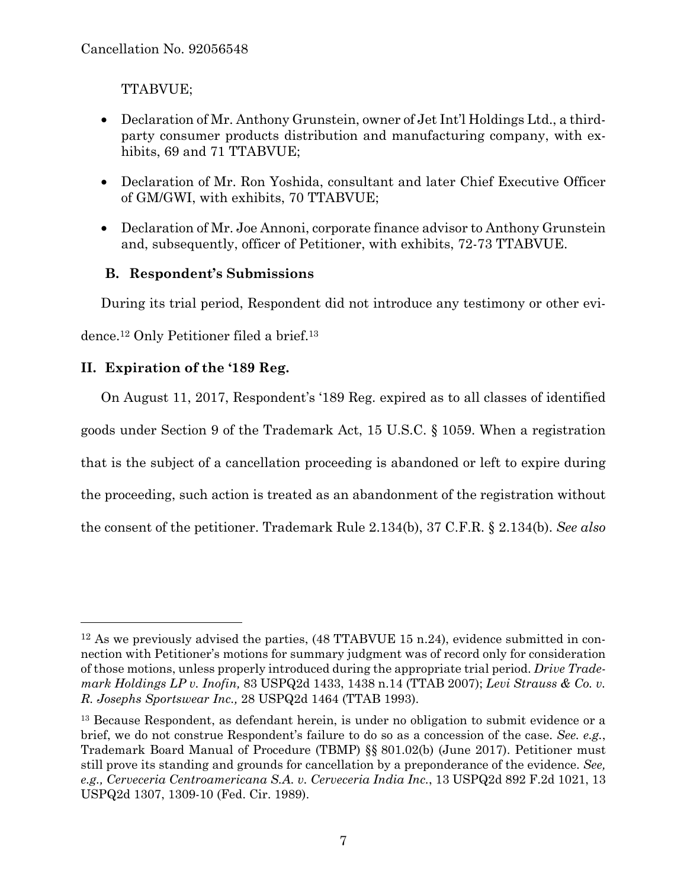TTABVUE;

- Declaration of Mr. Anthony Grunstein, owner of Jet Int'l Holdings Ltd., a third-party consumer products distribution and manufacturing company, with exhibits, 69 and 71 TTABVUE;
- Declaration of Mr. Ron Yoshida, consultant and later Chief Executive Officer of GM/GWI, with exhibits, 70 TTABVUE;
- Declaration of Mr. Joe Annoni, corporate finance advisor to Anthony Grunstein and, subsequently, officer of Petitioner, with exhibits, 72-73 TTABVUE.

### B. Respondent's Submissions

During its trial period, Respondent did not introduce any testimony or other evidence.[12] Only Petitioner filed a brief.[13]

## II. Expiration of the '189 Reg.

On August 11, 2017, Respondent's '189 Reg. expired as to all classes of identified goods under Section 9 of the Trademark Act, 15 U.S.C. § 1059. When a registration that is the subject of a cancellation proceeding is abandoned or left to expire during the proceeding, such action is treated as an abandonment of the registration without the consent of the petitioner. Trademark Rule 2.134(b), 37 C.F.R. § 2.134(b). *See also*

---

[12] As we previously advised the parties, (48 TTABVUE 15 n.24), evidence submitted in connection with Petitioner's motions for summary judgment was of record only for consideration of those motions, unless properly introduced during the appropriate trial period. *Drive Trademark Holdings LP v. Inofin,* 83 USPQ2d 1433, 1438 n.14 (TTAB 2007); *Levi Strauss & Co. v. R. Josephs Sportswear Inc.,* 28 USPQ2d 1464 (TTAB 1993).

[13] Because Respondent, as defendant herein, is under no obligation to submit evidence or a brief, we do not construe Respondent's failure to do so as a concession of the case. *See. e.g.*, Trademark Board Manual of Procedure (TBMP) §§ 801.02(b) (June 2017). Petitioner must still prove its standing and grounds for cancellation by a preponderance of the evidence. *See, e.g., Cerveceria Centroamericana S.A. v. Cerveceria India Inc.*, 13 USPQ2d 892 F.2d 1021, 13 USPQ2d 1307, 1309-10 (Fed. Cir. 1989).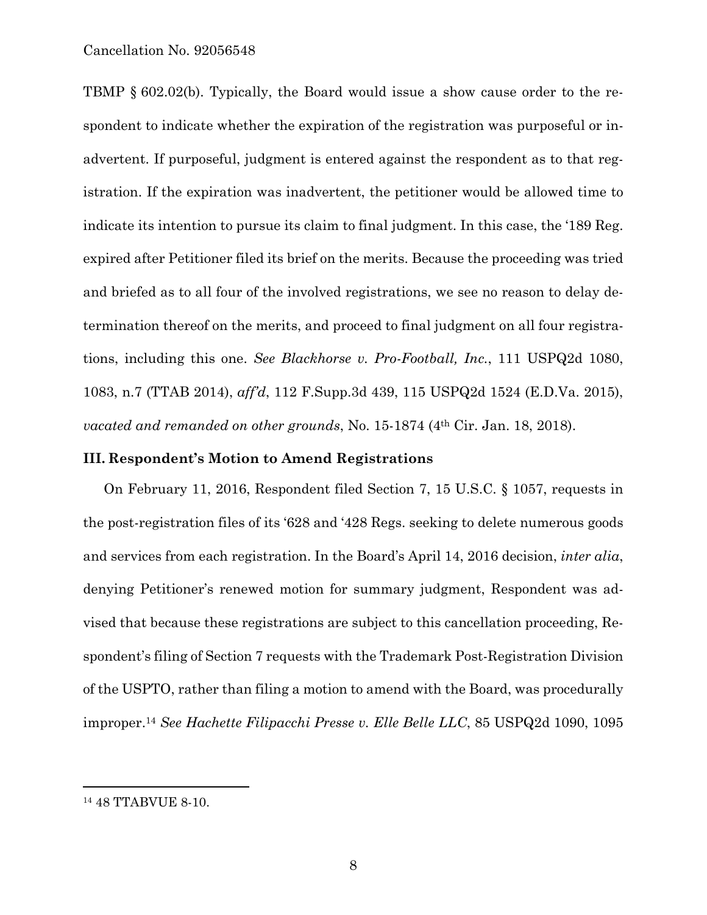TBMP § 602.02(b). Typically, the Board would issue a show cause order to the respondent to indicate whether the expiration of the registration was purposeful or inadvertent. If purposeful, judgment is entered against the respondent as to that registration. If the expiration was inadvertent, the petitioner would be allowed time to indicate its intention to pursue its claim to final judgment. In this case, the '189 Reg. expired after Petitioner filed its brief on the merits. Because the proceeding was tried and briefed as to all four of the involved registrations, we see no reason to delay determination thereof on the merits, and proceed to final judgment on all four registrations, including this one. *See Blackhorse v. Pro-Football, Inc.*, 111 USPQ2d 1080, 1083, n.7 (TTAB 2014), *aff'd*, 112 F.Supp.3d 439, 115 USPQ2d 1524 (E.D.Va. 2015), *vacated and remanded on other grounds*, No. 15-1874 (4th Cir. Jan. 18, 2018).

### III. Respondent's Motion to Amend Registrations

On February 11, 2016, Respondent filed Section 7, 15 U.S.C. § 1057, requests in the post-registration files of its '628 and '428 Regs. seeking to delete numerous goods and services from each registration. In the Board's April 14, 2016 decision, *inter alia*, denying Petitioner's renewed motion for summary judgment, Respondent was advised that because these registrations are subject to this cancellation proceeding, Respondent's filing of Section 7 requests with the Trademark Post-Registration Division of the USPTO, rather than filing a motion to amend with the Board, was procedurally improper.[14] *See Hachette Filipacchi Presse v. Elle Belle LLC*, 85 USPQ2d 1090, 1095

---

[14] 48 TTABVUE 8-10.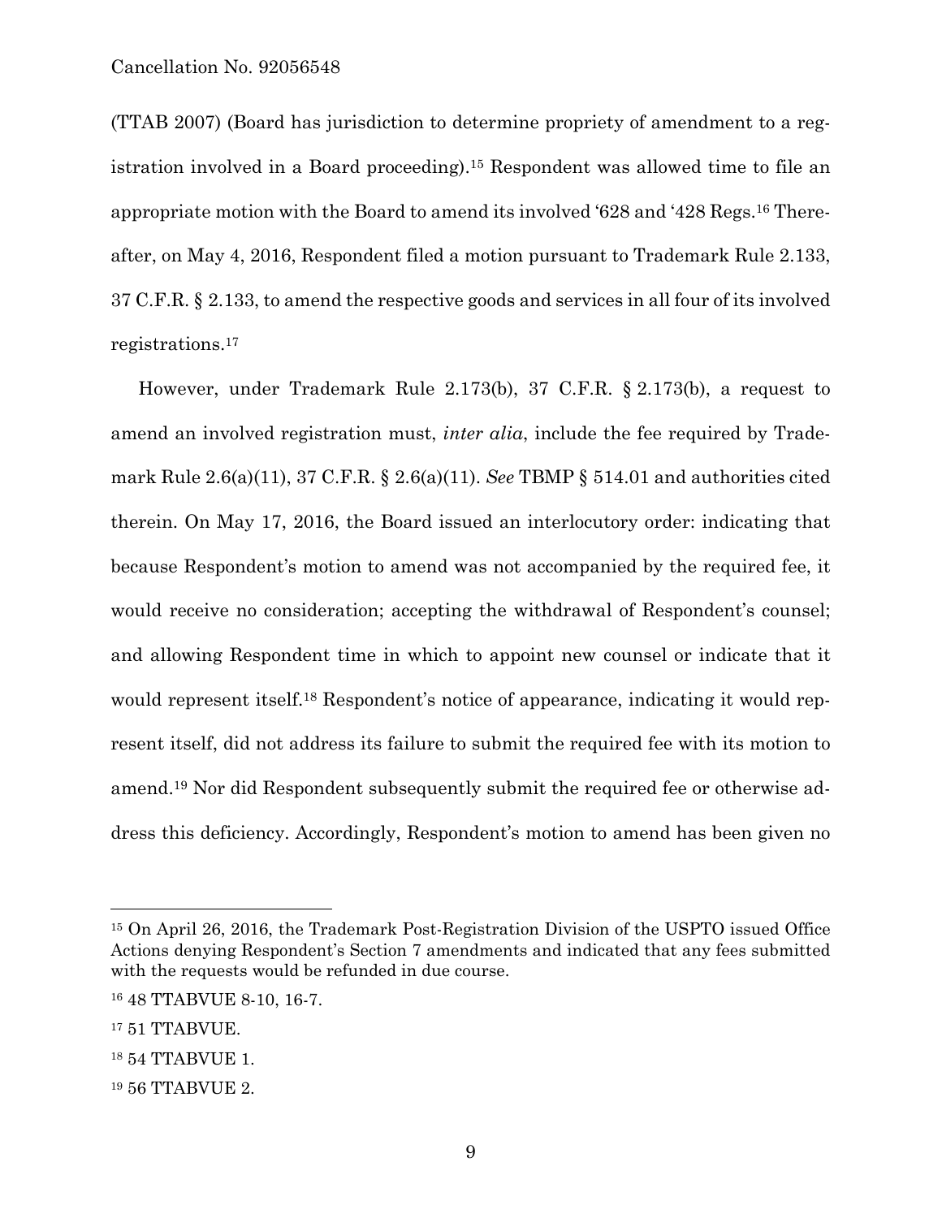(TTAB 2007) (Board has jurisdiction to determine propriety of amendment to a registration involved in a Board proceeding).[15] Respondent was allowed time to file an appropriate motion with the Board to amend its involved '628 and '428 Regs.[16] Thereafter, on May 4, 2016, Respondent filed a motion pursuant to Trademark Rule 2.133, 37 C.F.R. § 2.133, to amend the respective goods and services in all four of its involved registrations.[17]

However, under Trademark Rule 2.173(b), 37 C.F.R. § 2.173(b), a request to amend an involved registration must, *inter alia*, include the fee required by Trademark Rule 2.6(a)(11), 37 C.F.R. § 2.6(a)(11). *See* TBMP § 514.01 and authorities cited therein. On May 17, 2016, the Board issued an interlocutory order: indicating that because Respondent's motion to amend was not accompanied by the required fee, it would receive no consideration; accepting the withdrawal of Respondent's counsel; and allowing Respondent time in which to appoint new counsel or indicate that it would represent itself.[18] Respondent's notice of appearance, indicating it would represent itself, did not address its failure to submit the required fee with its motion to amend.[19] Nor did Respondent subsequently submit the required fee or otherwise address this deficiency. Accordingly, Respondent's motion to amend has been given no

---

[15] On April 26, 2016, the Trademark Post-Registration Division of the USPTO issued Office Actions denying Respondent's Section 7 amendments and indicated that any fees submitted with the requests would be refunded in due course.

[16] 48 TTABVUE 8-10, 16-7.

[17] 51 TTABVUE.

[18] 54 TTABVUE 1.

[19] 56 TTABVUE 2.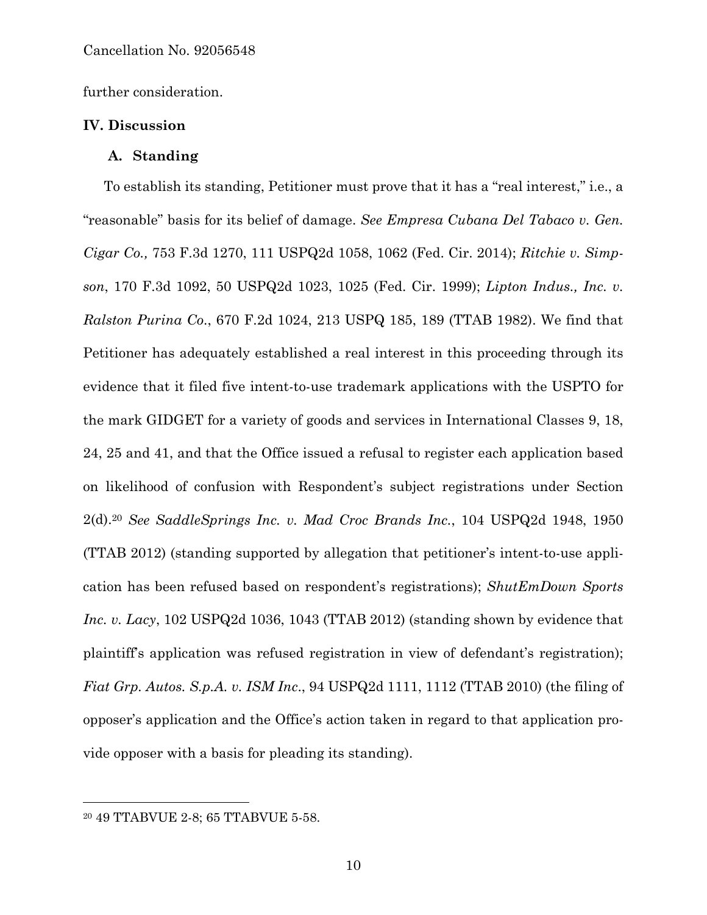further consideration.

## IV. Discussion

### A. Standing

To establish its standing, Petitioner must prove that it has a "real interest," i.e., a "reasonable" basis for its belief of damage. *See Empresa Cubana Del Tabaco v. Gen. Cigar Co.,* 753 F.3d 1270, 111 USPQ2d 1058, 1062 (Fed. Cir. 2014); *Ritchie v. Simpson*, 170 F.3d 1092, 50 USPQ2d 1023, 1025 (Fed. Cir. 1999); *Lipton Indus., Inc. v. Ralston Purina Co*., 670 F.2d 1024, 213 USPQ 185, 189 (TTAB 1982). We find that Petitioner has adequately established a real interest in this proceeding through its evidence that it filed five intent-to-use trademark applications with the USPTO for the mark GIDGET for a variety of goods and services in International Classes 9, 18, 24, 25 and 41, and that the Office issued a refusal to register each application based on likelihood of confusion with Respondent's subject registrations under Section 2(d).[20] *See SaddleSprings Inc. v. Mad Croc Brands Inc.*, 104 USPQ2d 1948, 1950 (TTAB 2012) (standing supported by allegation that petitioner's intent-to-use application has been refused based on respondent's registrations); *ShutEmDown Sports Inc. v. Lacy*, 102 USPQ2d 1036, 1043 (TTAB 2012) (standing shown by evidence that plaintiff's application was refused registration in view of defendant's registration); *Fiat Grp. Autos. S.p.A. v. ISM Inc*., 94 USPQ2d 1111, 1112 (TTAB 2010) (the filing of opposer's application and the Office's action taken in regard to that application provide opposer with a basis for pleading its standing).

---

[20] 49 TTABVUE 2-8; 65 TTABVUE 5-58.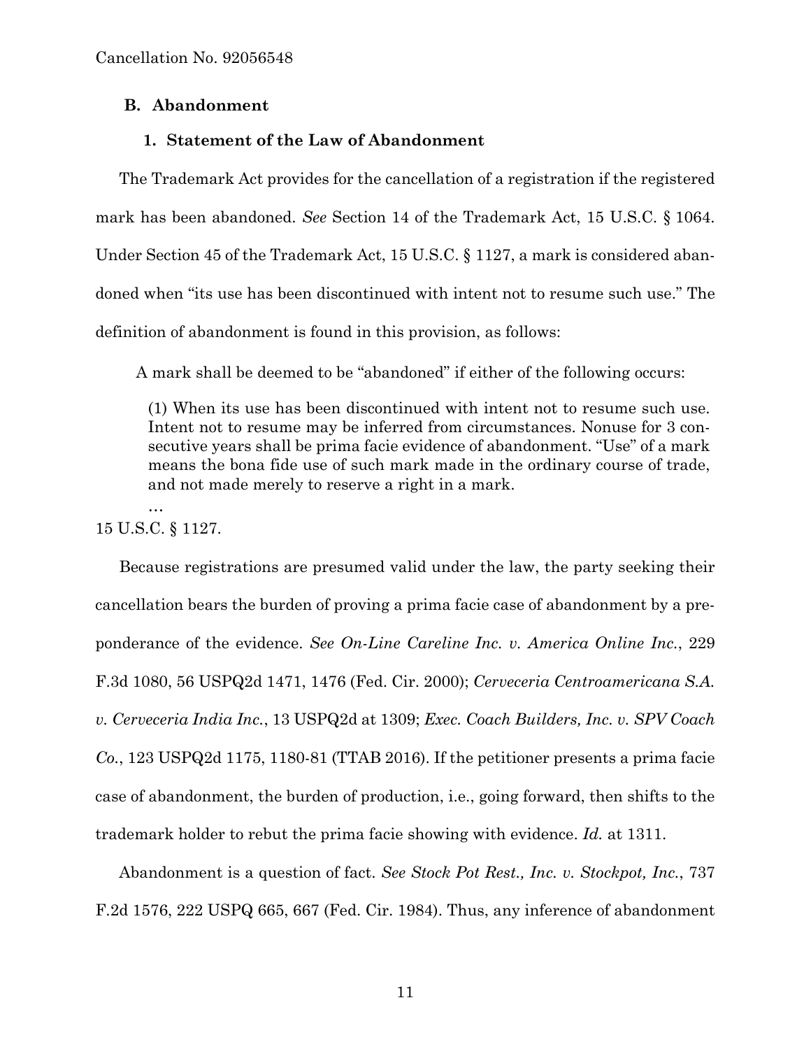### B. Abandonment

#### 1. Statement of the Law of Abandonment

The Trademark Act provides for the cancellation of a registration if the registered mark has been abandoned. *See* Section 14 of the Trademark Act, 15 U.S.C. § 1064. Under Section 45 of the Trademark Act, 15 U.S.C. § 1127, a mark is considered abandoned when "its use has been discontinued with intent not to resume such use." The definition of abandonment is found in this provision, as follows:

> A mark shall be deemed to be "abandoned" if either of the following occurs:
>
> (1) When its use has been discontinued with intent not to resume such use. Intent not to resume may be inferred from circumstances. Nonuse for 3 consecutive years shall be prima facie evidence of abandonment. "Use" of a mark means the bona fide use of such mark made in the ordinary course of trade, and not made merely to reserve a right in a mark.
>
> …

15 U.S.C. § 1127.

Because registrations are presumed valid under the law, the party seeking their cancellation bears the burden of proving a prima facie case of abandonment by a preponderance of the evidence. *See On-Line Careline Inc. v. America Online Inc.*, 229 F.3d 1080, 56 USPQ2d 1471, 1476 (Fed. Cir. 2000); *Cerveceria Centroamericana S.A. v. Cerveceria India Inc.*, 13 USPQ2d at 1309; *Exec. Coach Builders, Inc. v. SPV Coach Co.*, 123 USPQ2d 1175, 1180-81 (TTAB 2016). If the petitioner presents a prima facie case of abandonment, the burden of production, i.e., going forward, then shifts to the trademark holder to rebut the prima facie showing with evidence. *Id.* at 1311.

Abandonment is a question of fact. *See Stock Pot Rest., Inc. v. Stockpot, Inc.*, 737 F.2d 1576, 222 USPQ 665, 667 (Fed. Cir. 1984). Thus, any inference of abandonment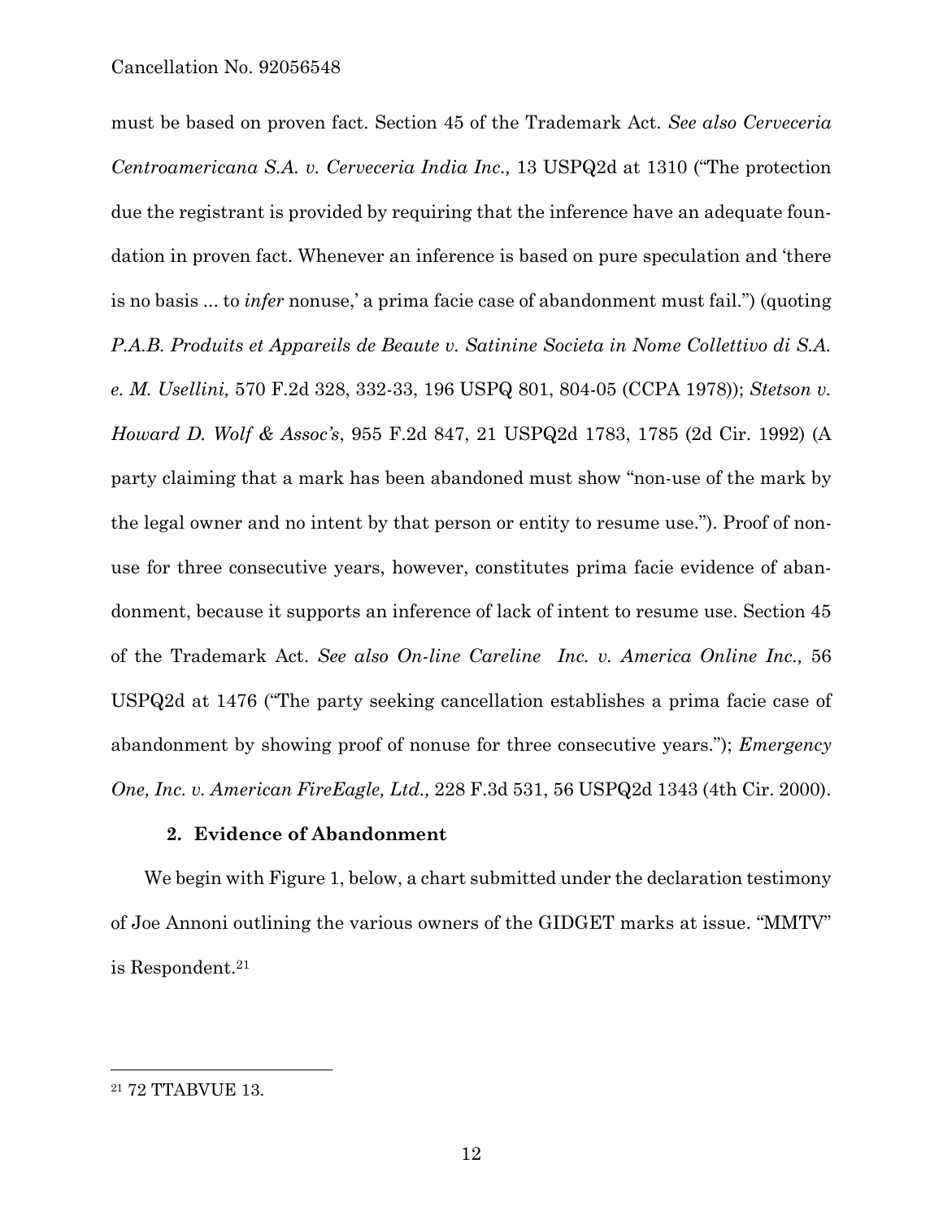must be based on proven fact. Section 45 of the Trademark Act. *See also Cerveceria Centroamericana S.A. v. Cerveceria India Inc.,* 13 USPQ2d at 1310 ("The protection due the registrant is provided by requiring that the inference have an adequate foundation in proven fact. Whenever an inference is based on pure speculation and 'there is no basis ... to *infer* nonuse,' a prima facie case of abandonment must fail.") (quoting *P.A.B. Produits et Appareils de Beaute v. Satinine Societa in Nome Collettivo di S.A. e. M. Usellini,* 570 F.2d 328, 332-33, 196 USPQ 801, 804-05 (CCPA 1978)); *Stetson v. Howard D. Wolf & Assoc's*, 955 F.2d 847, 21 USPQ2d 1783, 1785 (2d Cir. 1992) (A party claiming that a mark has been abandoned must show "non-use of the mark by the legal owner and no intent by that person or entity to resume use."). Proof of nonuse for three consecutive years, however, constitutes prima facie evidence of abandonment, because it supports an inference of lack of intent to resume use. Section 45 of the Trademark Act. *See also On-line Careline Inc. v. America Online Inc.,* 56 USPQ2d at 1476 ("The party seeking cancellation establishes a prima facie case of abandonment by showing proof of nonuse for three consecutive years."); *Emergency One, Inc. v. American FireEagle, Ltd.,* 228 F.3d 531, 56 USPQ2d 1343 (4th Cir. 2000).

### 2. Evidence of Abandonment

We begin with Figure 1, below, a chart submitted under the declaration testimony of Joe Annoni outlining the various owners of the GIDGET marks at issue. "MMTV" is Respondent.[21]

[21] 72 TTABVUE 13.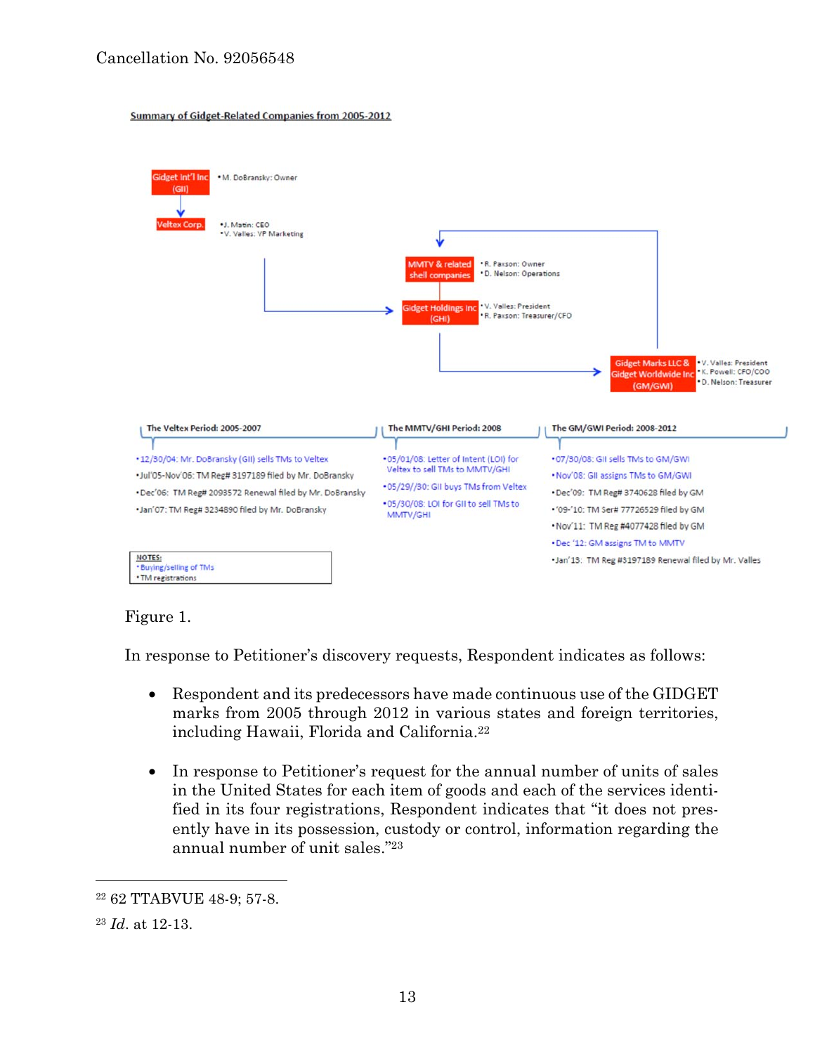Summary of Gidget-Related Companies from 2005-2012

Gidget Int'l Inc (GII)
• M. DoBransky: Owner

Veltex Corp.
• J. Matin: CEO
• V. Valles: VP Marketing

MMTV & related shell companies
• R. Paxson: Owner
• D. Nelson: Operations

Gidget Holdings Inc (GHI)
• V. Valles: President
• R. Paxson: Treasurer/CFO

Gidget Marks LLC & Gidget Worldwide Inc (GM/GWI)
• V. Valles: President
• K. Powell: CFO/COO
• D. Nelson: Treasurer

The Veltex Period: 2005-2007
• 12/30/04: Mr. DoBransky (GII) sells TMs to Veltex
• Jul'05-Nov'06: TM Reg# 3197189 filed by Mr. DoBransky
• Dec'06: TM Reg# 2093572 Renewal filed by Mr. DoBransky
• Jan'07: TM Reg# 3234890 filed by Mr. DoBransky

The MMTV/GHI Period: 2008
• 05/01/08: Letter of Intent (LOI) for Veltex to sell TMs to MMTV/GHI
• 05/29//30: GII buys TMs from Veltex
• 05/30/08: LOI for GII to sell TMs to MMTV/GHI

The GM/GWI Period: 2008-2012
• 07/30/08: GII sells TMs to GM/GWI
• Nov'08: GII assigns TMs to GM/GWI
• Dec'09: TM Reg# 3740628 filed by GM
• '09-'10: TM Ser# 77726529 filed by GM
• Nov'11: TM Reg #4077428 filed by GM
• Dec '12: GM assigns TM to MMTV
• Jan'13: TM Reg #3197189 Renewal filed by Mr. Valles

NOTES:
• Buying/selling of TMs
• TM registrations

Figure 1.

In response to Petitioner's discovery requests, Respondent indicates as follows:

- Respondent and its predecessors have made continuous use of the GIDGET marks from 2005 through 2012 in various states and foreign territories, including Hawaii, Florida and California.[22]

- In response to Petitioner's request for the annual number of units of sales in the United States for each item of goods and each of the services identified in its four registrations, Respondent indicates that "it does not presently have in its possession, custody or control, information regarding the annual number of unit sales."[23]

---

[22] 62 TTABVUE 48-9; 57-8.

[23] *Id*. at 12-13.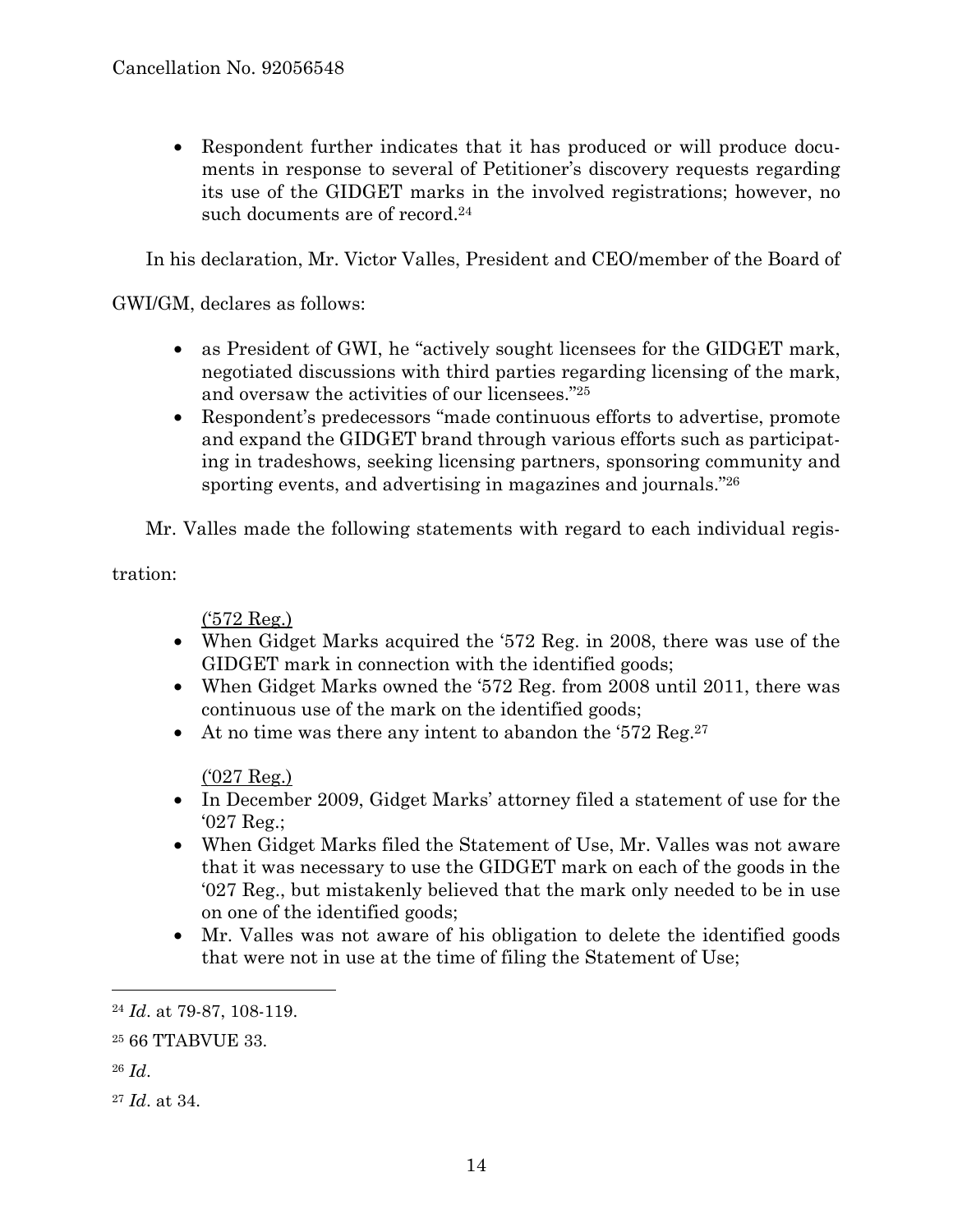- Respondent further indicates that it has produced or will produce documents in response to several of Petitioner's discovery requests regarding its use of the GIDGET marks in the involved registrations; however, no such documents are of record.[24]

In his declaration, Mr. Victor Valles, President and CEO/member of the Board of GWI/GM, declares as follows:

- as President of GWI, he "actively sought licensees for the GIDGET mark, negotiated discussions with third parties regarding licensing of the mark, and oversaw the activities of our licensees."[25]
- Respondent's predecessors "made continuous efforts to advertise, promote and expand the GIDGET brand through various efforts such as participating in tradeshows, seeking licensing partners, sponsoring community and sporting events, and advertising in magazines and journals."[26]

Mr. Valles made the following statements with regard to each individual registration:

<u>('572 Reg.)</u>

- When Gidget Marks acquired the '572 Reg. in 2008, there was use of the GIDGET mark in connection with the identified goods;
- When Gidget Marks owned the '572 Reg. from 2008 until 2011, there was continuous use of the mark on the identified goods;
- At no time was there any intent to abandon the '572 Reg.[27]

<u>('027 Reg.)</u>

- In December 2009, Gidget Marks' attorney filed a statement of use for the '027 Reg.;
- When Gidget Marks filed the Statement of Use, Mr. Valles was not aware that it was necessary to use the GIDGET mark on each of the goods in the '027 Reg., but mistakenly believed that the mark only needed to be in use on one of the identified goods;
- Mr. Valles was not aware of his obligation to delete the identified goods that were not in use at the time of filing the Statement of Use;

---

[24] *Id*. at 79-87, 108-119.

[25] 66 TTABVUE 33.

[26] *Id*.

[27] *Id*. at 34.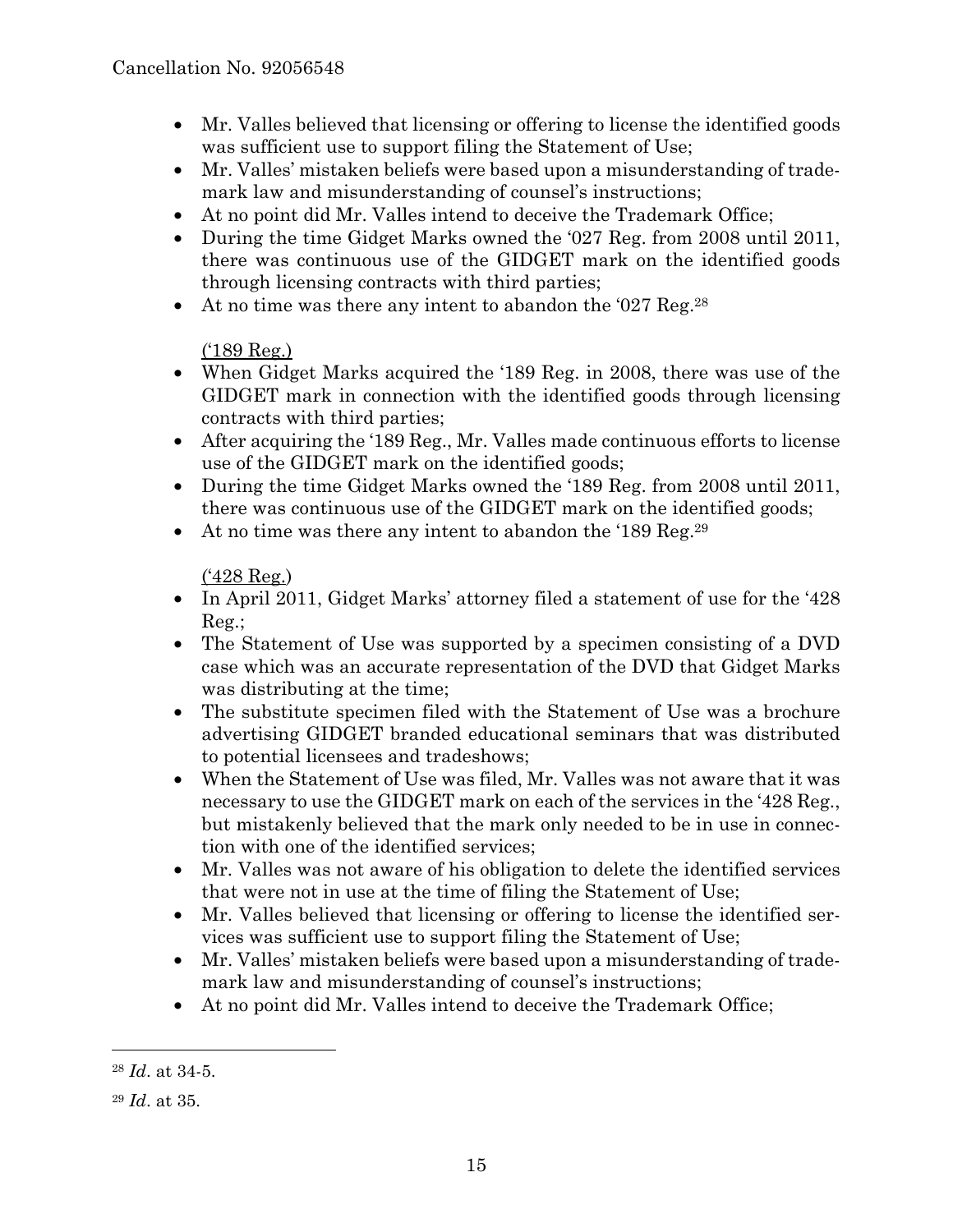- Mr. Valles believed that licensing or offering to license the identified goods was sufficient use to support filing the Statement of Use;
- Mr. Valles' mistaken beliefs were based upon a misunderstanding of trademark law and misunderstanding of counsel's instructions;
- At no point did Mr. Valles intend to deceive the Trademark Office;
- During the time Gidget Marks owned the '027 Reg. from 2008 until 2011, there was continuous use of the GIDGET mark on the identified goods through licensing contracts with third parties;
- At no time was there any intent to abandon the '027 Reg.[28]

('189 Reg.)

- When Gidget Marks acquired the '189 Reg. in 2008, there was use of the GIDGET mark in connection with the identified goods through licensing contracts with third parties;
- After acquiring the '189 Reg., Mr. Valles made continuous efforts to license use of the GIDGET mark on the identified goods;
- During the time Gidget Marks owned the '189 Reg. from 2008 until 2011, there was continuous use of the GIDGET mark on the identified goods;
- At no time was there any intent to abandon the '189 Reg.[29]

('428 Reg.)

- In April 2011, Gidget Marks' attorney filed a statement of use for the '428 Reg.;
- The Statement of Use was supported by a specimen consisting of a DVD case which was an accurate representation of the DVD that Gidget Marks was distributing at the time;
- The substitute specimen filed with the Statement of Use was a brochure advertising GIDGET branded educational seminars that was distributed to potential licensees and tradeshows;
- When the Statement of Use was filed, Mr. Valles was not aware that it was necessary to use the GIDGET mark on each of the services in the '428 Reg., but mistakenly believed that the mark only needed to be in use in connection with one of the identified services;
- Mr. Valles was not aware of his obligation to delete the identified services that were not in use at the time of filing the Statement of Use;
- Mr. Valles believed that licensing or offering to license the identified services was sufficient use to support filing the Statement of Use;
- Mr. Valles' mistaken beliefs were based upon a misunderstanding of trademark law and misunderstanding of counsel's instructions;
- At no point did Mr. Valles intend to deceive the Trademark Office;

---

[28] *Id*. at 34-5.

[29] *Id*. at 35.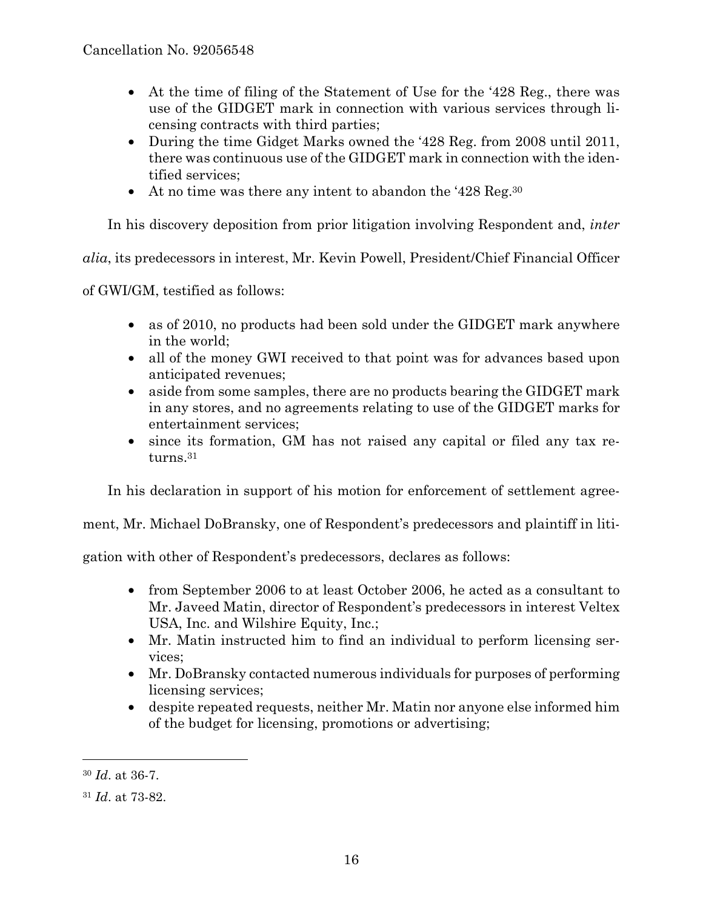- At the time of filing of the Statement of Use for the '428 Reg., there was use of the GIDGET mark in connection with various services through licensing contracts with third parties;
- During the time Gidget Marks owned the '428 Reg. from 2008 until 2011, there was continuous use of the GIDGET mark in connection with the identified services;
- At no time was there any intent to abandon the '428 Reg.[30]

In his discovery deposition from prior litigation involving Respondent and, *inter alia*, its predecessors in interest, Mr. Kevin Powell, President/Chief Financial Officer of GWI/GM, testified as follows:

- as of 2010, no products had been sold under the GIDGET mark anywhere in the world;
- all of the money GWI received to that point was for advances based upon anticipated revenues;
- aside from some samples, there are no products bearing the GIDGET mark in any stores, and no agreements relating to use of the GIDGET marks for entertainment services;
- since its formation, GM has not raised any capital or filed any tax returns.[31]

In his declaration in support of his motion for enforcement of settlement agreement, Mr. Michael DoBransky, one of Respondent's predecessors and plaintiff in litigation with other of Respondent's predecessors, declares as follows:

- from September 2006 to at least October 2006, he acted as a consultant to Mr. Javeed Matin, director of Respondent's predecessors in interest Veltex USA, Inc. and Wilshire Equity, Inc.;
- Mr. Matin instructed him to find an individual to perform licensing services;
- Mr. DoBransky contacted numerous individuals for purposes of performing licensing services;
- despite repeated requests, neither Mr. Matin nor anyone else informed him of the budget for licensing, promotions or advertising;

---

[30] *Id*. at 36-7.

[31] *Id*. at 73-82.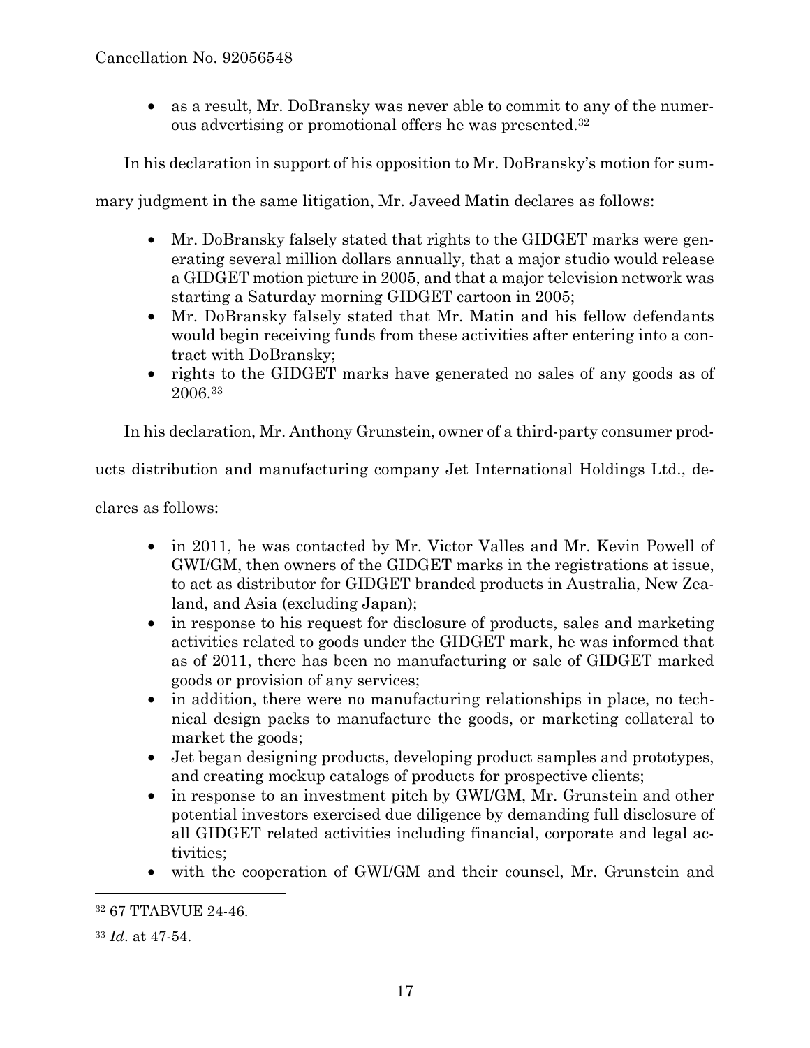- as a result, Mr. DoBransky was never able to commit to any of the numerous advertising or promotional offers he was presented.[32]

In his declaration in support of his opposition to Mr. DoBransky's motion for summary judgment in the same litigation, Mr. Javeed Matin declares as follows:

- Mr. DoBransky falsely stated that rights to the GIDGET marks were generating several million dollars annually, that a major studio would release a GIDGET motion picture in 2005, and that a major television network was starting a Saturday morning GIDGET cartoon in 2005;
- Mr. DoBransky falsely stated that Mr. Matin and his fellow defendants would begin receiving funds from these activities after entering into a contract with DoBransky;
- rights to the GIDGET marks have generated no sales of any goods as of 2006.[33]

In his declaration, Mr. Anthony Grunstein, owner of a third-party consumer products distribution and manufacturing company Jet International Holdings Ltd., declares as follows:

- in 2011, he was contacted by Mr. Victor Valles and Mr. Kevin Powell of GWI/GM, then owners of the GIDGET marks in the registrations at issue, to act as distributor for GIDGET branded products in Australia, New Zealand, and Asia (excluding Japan);
- in response to his request for disclosure of products, sales and marketing activities related to goods under the GIDGET mark, he was informed that as of 2011, there has been no manufacturing or sale of GIDGET marked goods or provision of any services;
- in addition, there were no manufacturing relationships in place, no technical design packs to manufacture the goods, or marketing collateral to market the goods;
- Jet began designing products, developing product samples and prototypes, and creating mockup catalogs of products for prospective clients;
- in response to an investment pitch by GWI/GM, Mr. Grunstein and other potential investors exercised due diligence by demanding full disclosure of all GIDGET related activities including financial, corporate and legal activities;
- with the cooperation of GWI/GM and their counsel, Mr. Grunstein and

[32] 67 TTABVUE 24-46.

[33] *Id*. at 47-54.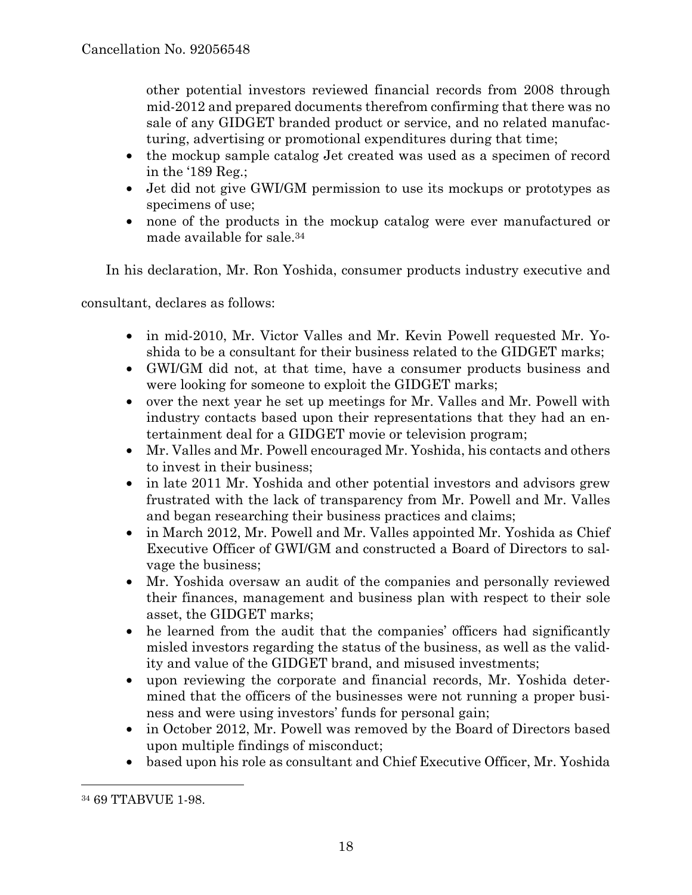other potential investors reviewed financial records from 2008 through mid-2012 and prepared documents therefrom confirming that there was no sale of any GIDGET branded product or service, and no related manufacturing, advertising or promotional expenditures during that time;

- the mockup sample catalog Jet created was used as a specimen of record in the '189 Reg.;
- Jet did not give GWI/GM permission to use its mockups or prototypes as specimens of use;
- none of the products in the mockup catalog were ever manufactured or made available for sale.[34]

In his declaration, Mr. Ron Yoshida, consumer products industry executive and consultant, declares as follows:

- in mid-2010, Mr. Victor Valles and Mr. Kevin Powell requested Mr. Yoshida to be a consultant for their business related to the GIDGET marks;
- GWI/GM did not, at that time, have a consumer products business and were looking for someone to exploit the GIDGET marks;
- over the next year he set up meetings for Mr. Valles and Mr. Powell with industry contacts based upon their representations that they had an entertainment deal for a GIDGET movie or television program;
- Mr. Valles and Mr. Powell encouraged Mr. Yoshida, his contacts and others to invest in their business;
- in late 2011 Mr. Yoshida and other potential investors and advisors grew frustrated with the lack of transparency from Mr. Powell and Mr. Valles and began researching their business practices and claims;
- in March 2012, Mr. Powell and Mr. Valles appointed Mr. Yoshida as Chief Executive Officer of GWI/GM and constructed a Board of Directors to salvage the business;
- Mr. Yoshida oversaw an audit of the companies and personally reviewed their finances, management and business plan with respect to their sole asset, the GIDGET marks;
- he learned from the audit that the companies' officers had significantly misled investors regarding the status of the business, as well as the validity and value of the GIDGET brand, and misused investments;
- upon reviewing the corporate and financial records, Mr. Yoshida determined that the officers of the businesses were not running a proper business and were using investors' funds for personal gain;
- in October 2012, Mr. Powell was removed by the Board of Directors based upon multiple findings of misconduct;
- based upon his role as consultant and Chief Executive Officer, Mr. Yoshida

---

[34] 69 TTABVUE 1-98.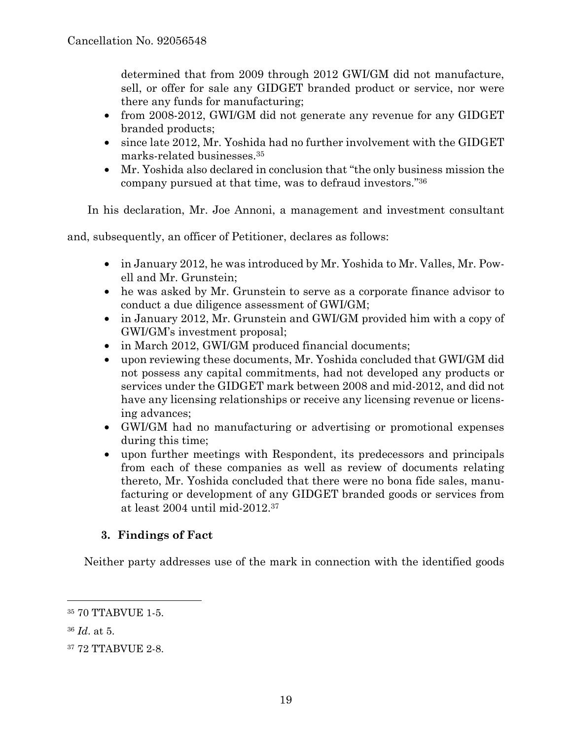determined that from 2009 through 2012 GWI/GM did not manufacture, sell, or offer for sale any GIDGET branded product or service, nor were there any funds for manufacturing;

- from 2008-2012, GWI/GM did not generate any revenue for any GIDGET branded products;
- since late 2012, Mr. Yoshida had no further involvement with the GIDGET marks-related businesses.[35]
- Mr. Yoshida also declared in conclusion that "the only business mission the company pursued at that time, was to defraud investors."[36]

In his declaration, Mr. Joe Annoni, a management and investment consultant and, subsequently, an officer of Petitioner, declares as follows:

- in January 2012, he was introduced by Mr. Yoshida to Mr. Valles, Mr. Powell and Mr. Grunstein;
- he was asked by Mr. Grunstein to serve as a corporate finance advisor to conduct a due diligence assessment of GWI/GM;
- in January 2012, Mr. Grunstein and GWI/GM provided him with a copy of GWI/GM's investment proposal;
- in March 2012, GWI/GM produced financial documents;
- upon reviewing these documents, Mr. Yoshida concluded that GWI/GM did not possess any capital commitments, had not developed any products or services under the GIDGET mark between 2008 and mid-2012, and did not have any licensing relationships or receive any licensing revenue or licensing advances;
- GWI/GM had no manufacturing or advertising or promotional expenses during this time;
- upon further meetings with Respondent, its predecessors and principals from each of these companies as well as review of documents relating thereto, Mr. Yoshida concluded that there were no bona fide sales, manufacturing or development of any GIDGET branded goods or services from at least 2004 until mid-2012.[37]

### 3. Findings of Fact

Neither party addresses use of the mark in connection with the identified goods

---

[35] 70 TTABVUE 1-5.

[36] *Id*. at 5.

[37] 72 TTABVUE 2-8.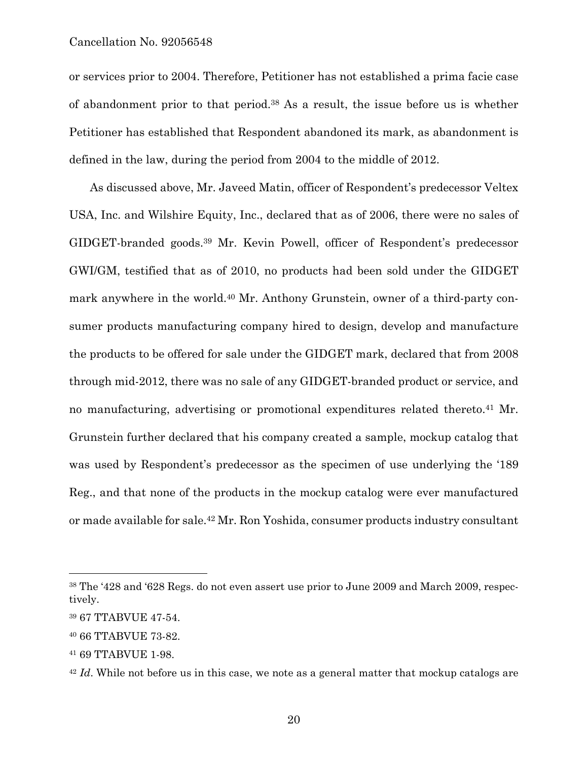or services prior to 2004. Therefore, Petitioner has not established a prima facie case of abandonment prior to that period.[38] As a result, the issue before us is whether Petitioner has established that Respondent abandoned its mark, as abandonment is defined in the law, during the period from 2004 to the middle of 2012.

As discussed above, Mr. Javeed Matin, officer of Respondent's predecessor Veltex USA, Inc. and Wilshire Equity, Inc., declared that as of 2006, there were no sales of GIDGET-branded goods.[39] Mr. Kevin Powell, officer of Respondent's predecessor GWI/GM, testified that as of 2010, no products had been sold under the GIDGET mark anywhere in the world.[40] Mr. Anthony Grunstein, owner of a third-party consumer products manufacturing company hired to design, develop and manufacture the products to be offered for sale under the GIDGET mark, declared that from 2008 through mid-2012, there was no sale of any GIDGET-branded product or service, and no manufacturing, advertising or promotional expenditures related thereto.[41] Mr. Grunstein further declared that his company created a sample, mockup catalog that was used by Respondent's predecessor as the specimen of use underlying the '189 Reg., and that none of the products in the mockup catalog were ever manufactured or made available for sale.[42] Mr. Ron Yoshida, consumer products industry consultant

---

[38] The '428 and '628 Regs. do not even assert use prior to June 2009 and March 2009, respectively.

[39] 67 TTABVUE 47-54.

[40] 66 TTABVUE 73-82.

[41] 69 TTABVUE 1-98.

[42] *Id*. While not before us in this case, we note as a general matter that mockup catalogs are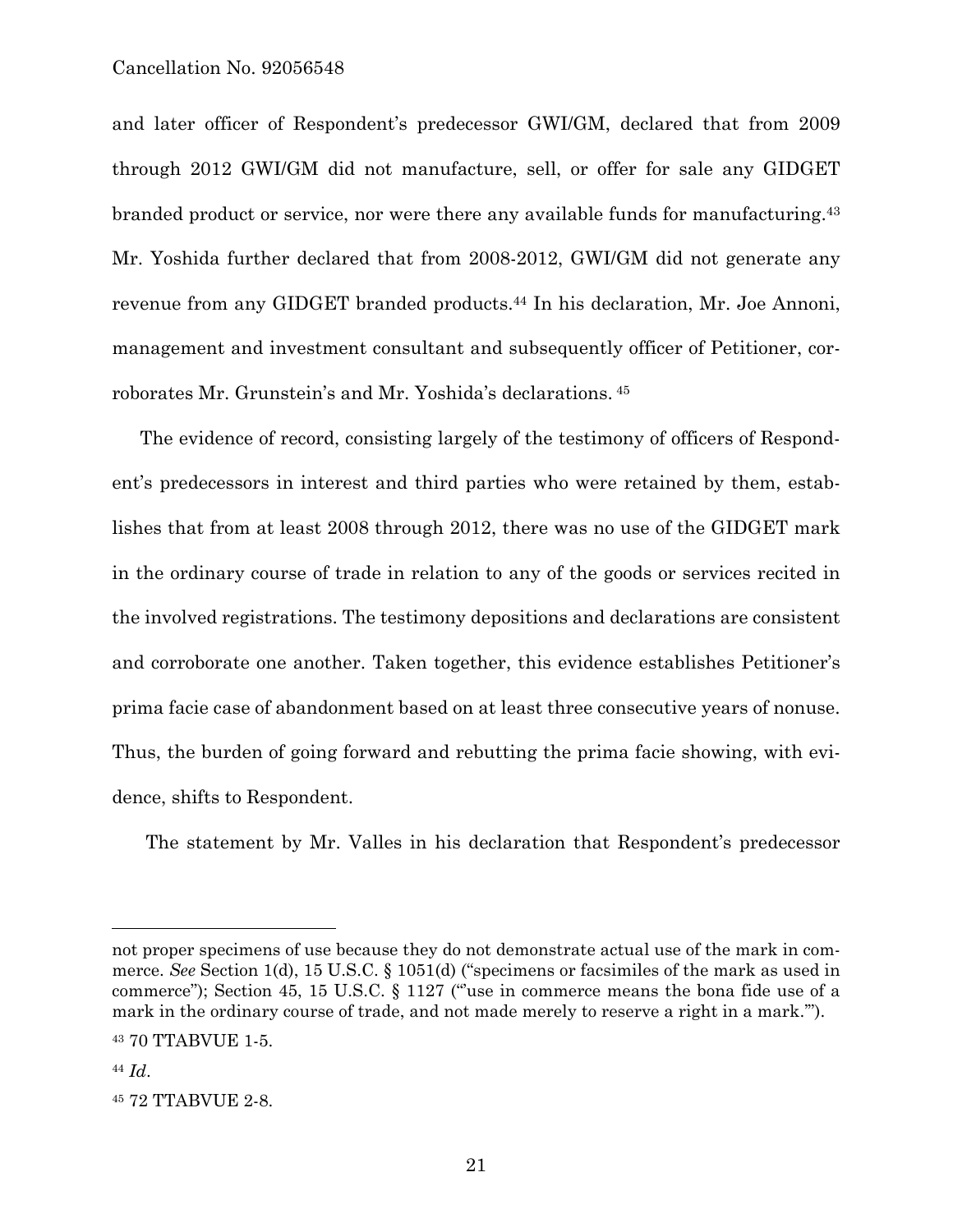and later officer of Respondent's predecessor GWI/GM, declared that from 2009 through 2012 GWI/GM did not manufacture, sell, or offer for sale any GIDGET branded product or service, nor were there any available funds for manufacturing.[43] Mr. Yoshida further declared that from 2008-2012, GWI/GM did not generate any revenue from any GIDGET branded products.[44] In his declaration, Mr. Joe Annoni, management and investment consultant and subsequently officer of Petitioner, corroborates Mr. Grunstein's and Mr. Yoshida's declarations.[45]

The evidence of record, consisting largely of the testimony of officers of Respondent's predecessors in interest and third parties who were retained by them, establishes that from at least 2008 through 2012, there was no use of the GIDGET mark in the ordinary course of trade in relation to any of the goods or services recited in the involved registrations. The testimony depositions and declarations are consistent and corroborate one another. Taken together, this evidence establishes Petitioner's prima facie case of abandonment based on at least three consecutive years of nonuse. Thus, the burden of going forward and rebutting the prima facie showing, with evidence, shifts to Respondent.

The statement by Mr. Valles in his declaration that Respondent's predecessor

---

not proper specimens of use because they do not demonstrate actual use of the mark in commerce. *See* Section 1(d), 15 U.S.C. § 1051(d) ("specimens or facsimiles of the mark as used in commerce"); Section 45, 15 U.S.C. § 1127 ("'use in commerce means the bona fide use of a mark in the ordinary course of trade, and not made merely to reserve a right in a mark.'").

[43] 70 TTABVUE 1-5.

[44] *Id*.

[45] 72 TTABVUE 2-8.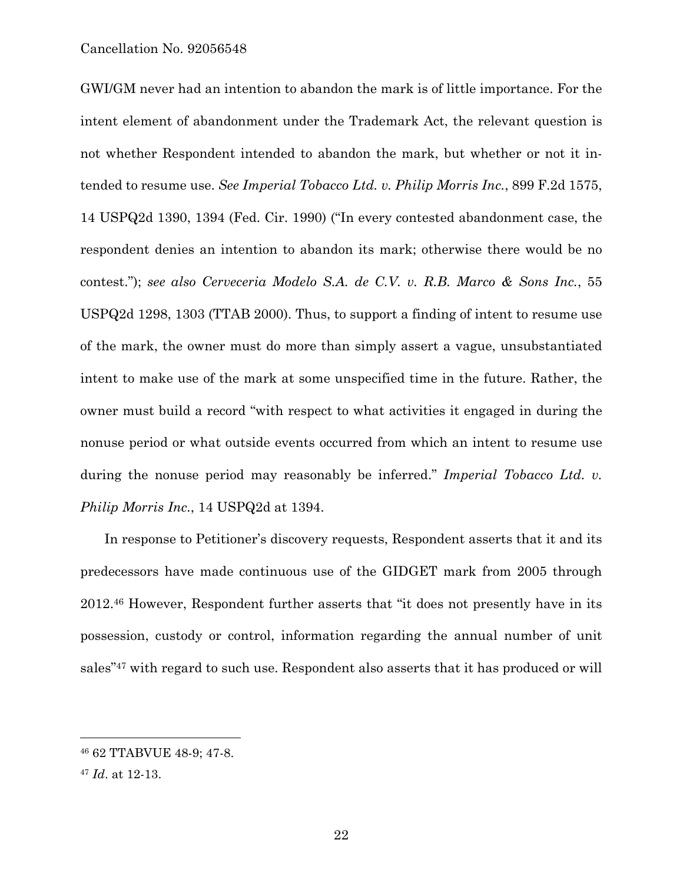GWI/GM never had an intention to abandon the mark is of little importance. For the intent element of abandonment under the Trademark Act, the relevant question is not whether Respondent intended to abandon the mark, but whether or not it intended to resume use. *See Imperial Tobacco Ltd. v. Philip Morris Inc.*, 899 F.2d 1575, 14 USPQ2d 1390, 1394 (Fed. Cir. 1990) ("In every contested abandonment case, the respondent denies an intention to abandon its mark; otherwise there would be no contest."); *see also Cerveceria Modelo S.A. de C.V. v. R.B. Marco & Sons Inc.*, 55 USPQ2d 1298, 1303 (TTAB 2000). Thus, to support a finding of intent to resume use of the mark, the owner must do more than simply assert a vague, unsubstantiated intent to make use of the mark at some unspecified time in the future. Rather, the owner must build a record "with respect to what activities it engaged in during the nonuse period or what outside events occurred from which an intent to resume use during the nonuse period may reasonably be inferred." *Imperial Tobacco Ltd. v. Philip Morris Inc.*, 14 USPQ2d at 1394.

In response to Petitioner's discovery requests, Respondent asserts that it and its predecessors have made continuous use of the GIDGET mark from 2005 through 2012.[46] However, Respondent further asserts that "it does not presently have in its possession, custody or control, information regarding the annual number of unit sales"[47] with regard to such use. Respondent also asserts that it has produced or will

---

[46] 62 TTABVUE 48-9; 47-8.

[47] *Id*. at 12-13.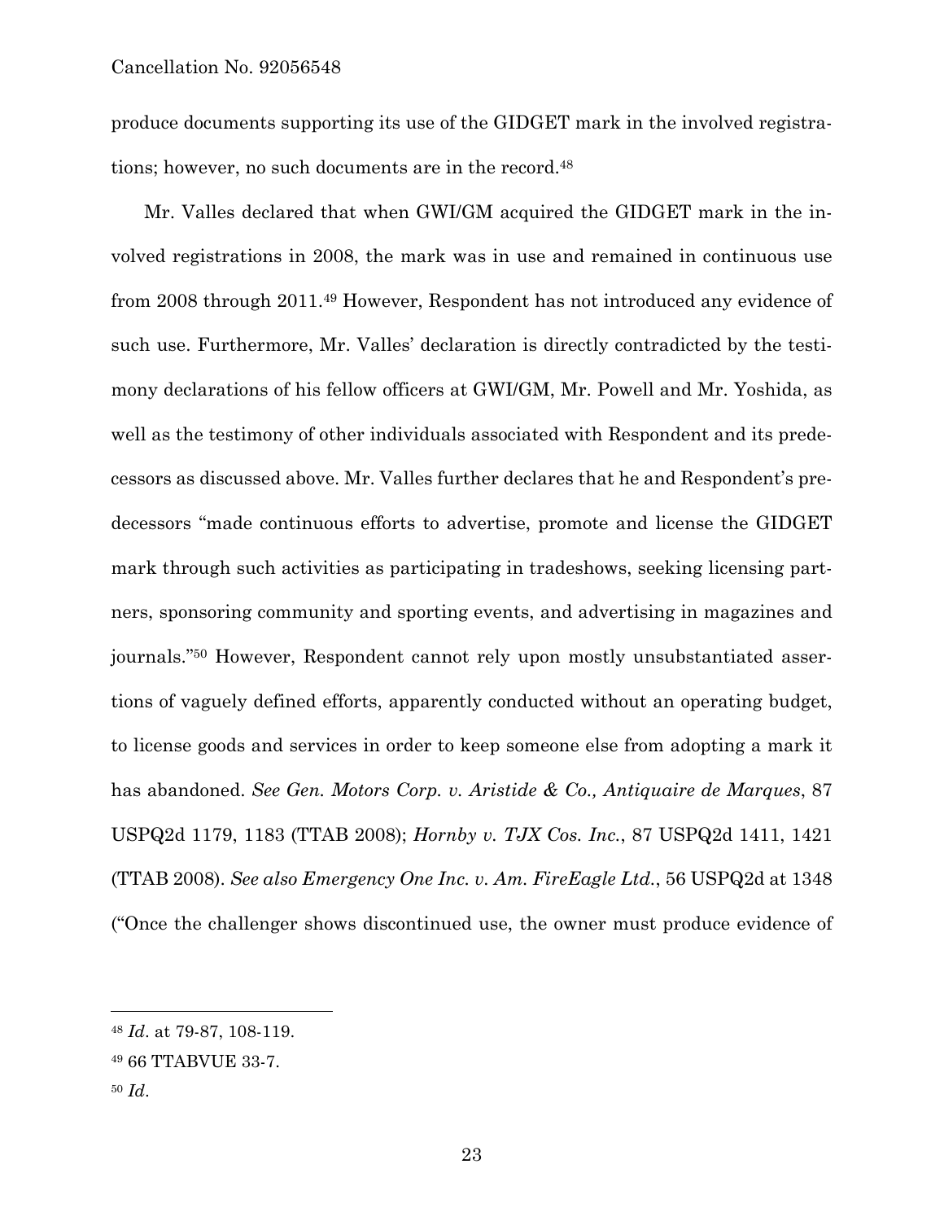produce documents supporting its use of the GIDGET mark in the involved registrations; however, no such documents are in the record.[48]

Mr. Valles declared that when GWI/GM acquired the GIDGET mark in the involved registrations in 2008, the mark was in use and remained in continuous use from 2008 through 2011.[49] However, Respondent has not introduced any evidence of such use. Furthermore, Mr. Valles' declaration is directly contradicted by the testimony declarations of his fellow officers at GWI/GM, Mr. Powell and Mr. Yoshida, as well as the testimony of other individuals associated with Respondent and its predecessors as discussed above. Mr. Valles further declares that he and Respondent's predecessors "made continuous efforts to advertise, promote and license the GIDGET mark through such activities as participating in tradeshows, seeking licensing partners, sponsoring community and sporting events, and advertising in magazines and journals."[50] However, Respondent cannot rely upon mostly unsubstantiated assertions of vaguely defined efforts, apparently conducted without an operating budget, to license goods and services in order to keep someone else from adopting a mark it has abandoned. *See Gen. Motors Corp. v. Aristide & Co., Antiquaire de Marques*, 87 USPQ2d 1179, 1183 (TTAB 2008); *Hornby v. TJX Cos. Inc.*, 87 USPQ2d 1411, 1421 (TTAB 2008). *See also Emergency One Inc. v. Am. FireEagle Ltd.*, 56 USPQ2d at 1348 ("Once the challenger shows discontinued use, the owner must produce evidence of

---

[48] *Id*. at 79-87, 108-119.

[49] 66 TTABVUE 33-7.

[50] *Id*.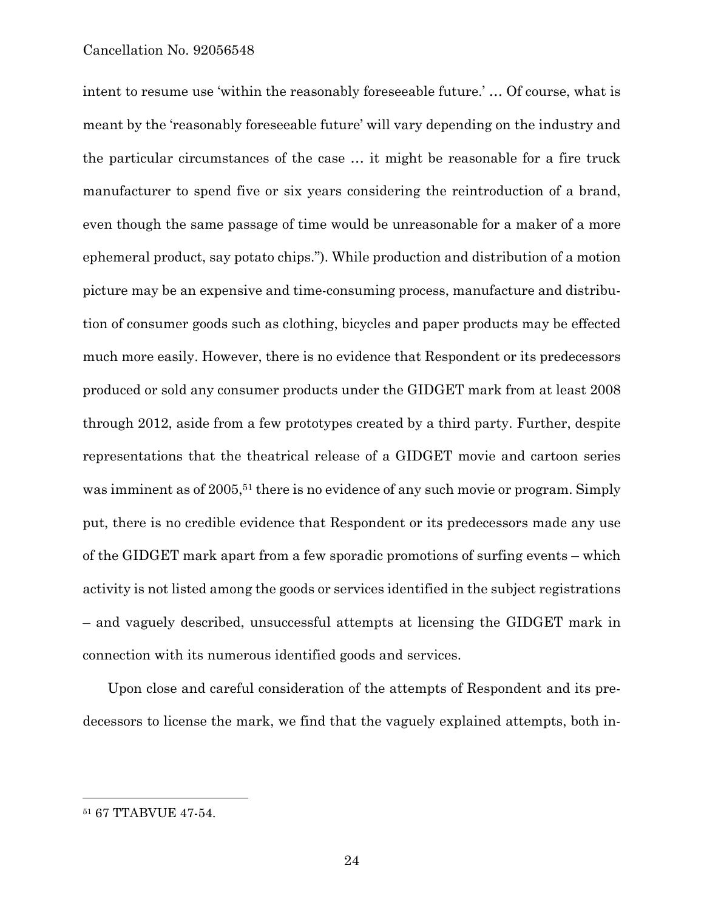intent to resume use 'within the reasonably foreseeable future.' … Of course, what is meant by the 'reasonably foreseeable future' will vary depending on the industry and the particular circumstances of the case … it might be reasonable for a fire truck manufacturer to spend five or six years considering the reintroduction of a brand, even though the same passage of time would be unreasonable for a maker of a more ephemeral product, say potato chips."). While production and distribution of a motion picture may be an expensive and time-consuming process, manufacture and distribution of consumer goods such as clothing, bicycles and paper products may be effected much more easily. However, there is no evidence that Respondent or its predecessors produced or sold any consumer products under the GIDGET mark from at least 2008 through 2012, aside from a few prototypes created by a third party. Further, despite representations that the theatrical release of a GIDGET movie and cartoon series was imminent as of 2005,[51] there is no evidence of any such movie or program. Simply put, there is no credible evidence that Respondent or its predecessors made any use of the GIDGET mark apart from a few sporadic promotions of surfing events – which activity is not listed among the goods or services identified in the subject registrations – and vaguely described, unsuccessful attempts at licensing the GIDGET mark in connection with its numerous identified goods and services.

Upon close and careful consideration of the attempts of Respondent and its predecessors to license the mark, we find that the vaguely explained attempts, both in-

---

[51] 67 TTABVUE 47-54.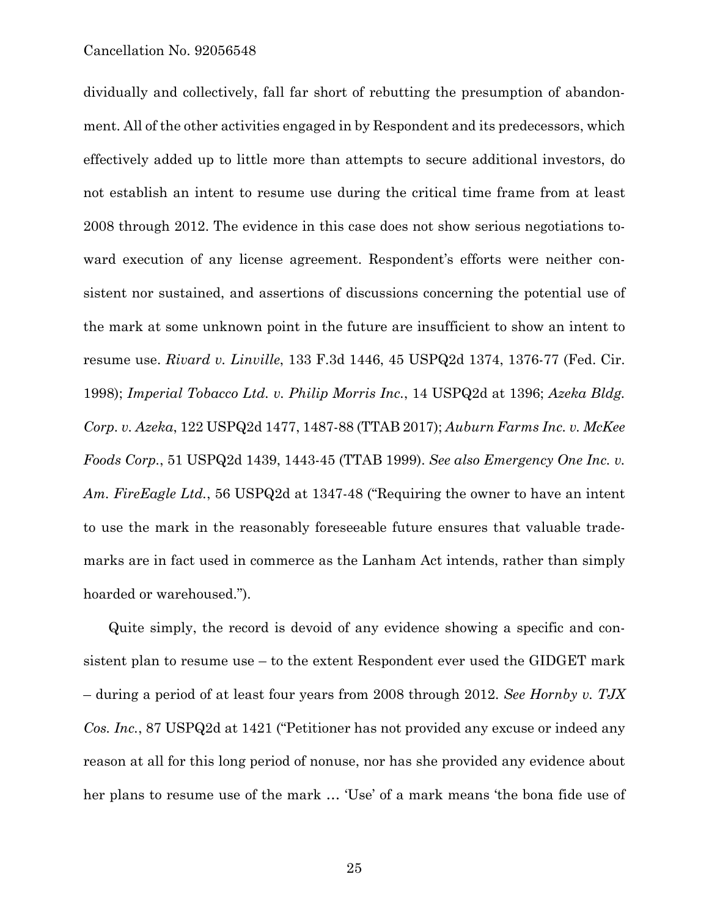dividually and collectively, fall far short of rebutting the presumption of abandonment. All of the other activities engaged in by Respondent and its predecessors, which effectively added up to little more than attempts to secure additional investors, do not establish an intent to resume use during the critical time frame from at least 2008 through 2012. The evidence in this case does not show serious negotiations toward execution of any license agreement. Respondent's efforts were neither consistent nor sustained, and assertions of discussions concerning the potential use of the mark at some unknown point in the future are insufficient to show an intent to resume use. *Rivard v. Linville*, 133 F.3d 1446, 45 USPQ2d 1374, 1376-77 (Fed. Cir. 1998); *Imperial Tobacco Ltd. v. Philip Morris Inc.*, 14 USPQ2d at 1396; *Azeka Bldg. Corp. v. Azeka*, 122 USPQ2d 1477, 1487-88 (TTAB 2017); *Auburn Farms Inc. v. McKee Foods Corp.*, 51 USPQ2d 1439, 1443-45 (TTAB 1999). *See also Emergency One Inc. v. Am. FireEagle Ltd.*, 56 USPQ2d at 1347-48 ("Requiring the owner to have an intent to use the mark in the reasonably foreseeable future ensures that valuable trademarks are in fact used in commerce as the Lanham Act intends, rather than simply hoarded or warehoused.").

Quite simply, the record is devoid of any evidence showing a specific and consistent plan to resume use – to the extent Respondent ever used the GIDGET mark – during a period of at least four years from 2008 through 2012. *See Hornby v. TJX Cos. Inc.*, 87 USPQ2d at 1421 ("Petitioner has not provided any excuse or indeed any reason at all for this long period of nonuse, nor has she provided any evidence about her plans to resume use of the mark … 'Use' of a mark means 'the bona fide use of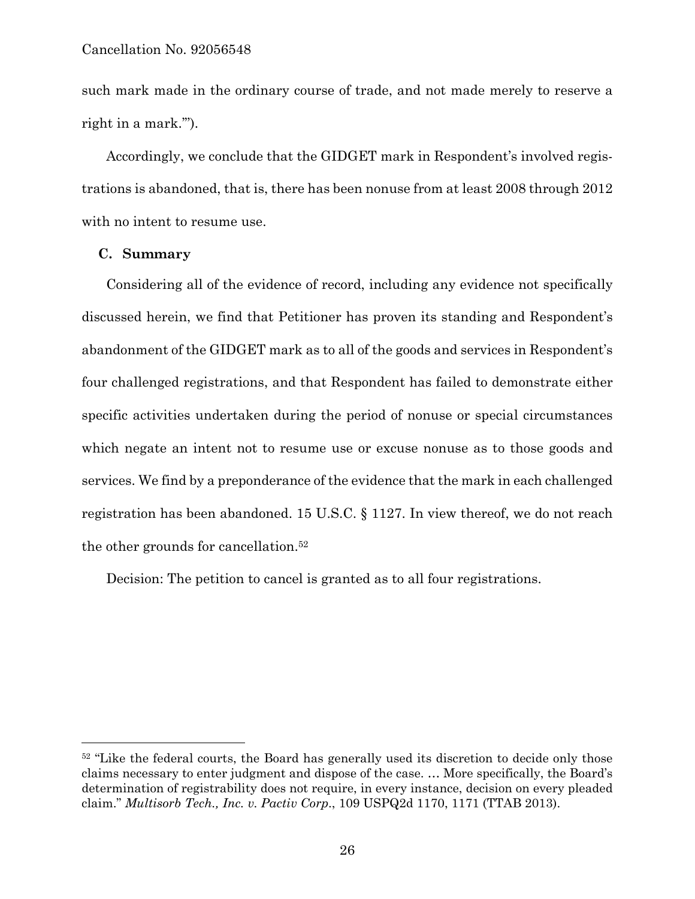such mark made in the ordinary course of trade, and not made merely to reserve a right in a mark.'").

Accordingly, we conclude that the GIDGET mark in Respondent's involved registrations is abandoned, that is, there has been nonuse from at least 2008 through 2012 with no intent to resume use.

### C. Summary

Considering all of the evidence of record, including any evidence not specifically discussed herein, we find that Petitioner has proven its standing and Respondent's abandonment of the GIDGET mark as to all of the goods and services in Respondent's four challenged registrations, and that Respondent has failed to demonstrate either specific activities undertaken during the period of nonuse or special circumstances which negate an intent not to resume use or excuse nonuse as to those goods and services. We find by a preponderance of the evidence that the mark in each challenged registration has been abandoned. 15 U.S.C. § 1127. In view thereof, we do not reach the other grounds for cancellation.[52]

Decision: The petition to cancel is granted as to all four registrations.

---

[52] "Like the federal courts, the Board has generally used its discretion to decide only those claims necessary to enter judgment and dispose of the case. … More specifically, the Board's determination of registrability does not require, in every instance, decision on every pleaded claim." *Multisorb Tech., Inc. v. Pactiv Corp.*, 109 USPQ2d 1170, 1171 (TTAB 2013).